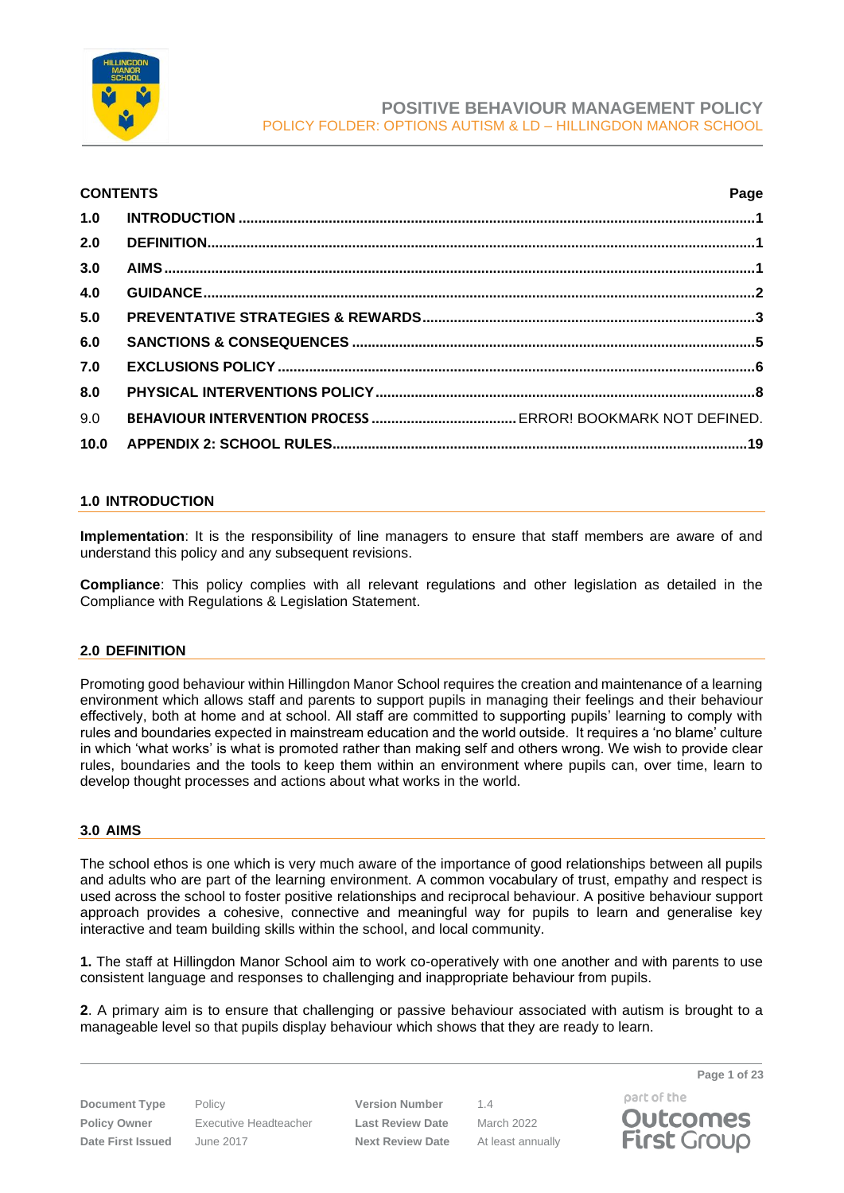# POSITIVE BEHAVIOUR MANAGEMENT POLICY

POLICY FOLDER: OPTIONS AUTISM & LD – HILLINGDON MANOR SCHOOL

**CONTENTS** | **Page**

| | | |
|---|---|---|
| **1.0** | **INTRODUCTION** | **1** |
| **2.0** | **DEFINITION** | **1** |
| **3.0** | **AIMS** | **1** |
| **4.0** | **GUIDANCE** | **2** |
| **5.0** | **PREVENTATIVE STRATEGIES & REWARDS** | **3** |
| **6.0** | **SANCTIONS & CONSEQUENCES** | **5** |
| **7.0** | **EXCLUSIONS POLICY** | **6** |
| **8.0** | **PHYSICAL INTERVENTIONS POLICY** | **8** |
| 9.0 | **BEHAVIOUR INTERVENTION PROCESS** | ERROR! BOOKMARK NOT DEFINED. |
| **10.0** | **APPENDIX 2: SCHOOL RULES** | **19** |

## 1.0 INTRODUCTION

**Implementation**: It is the responsibility of line managers to ensure that staff members are aware of and understand this policy and any subsequent revisions.

**Compliance**: This policy complies with all relevant regulations and other legislation as detailed in the Compliance with Regulations & Legislation Statement.

## 2.0 DEFINITION

Promoting good behaviour within Hillingdon Manor School requires the creation and maintenance of a learning environment which allows staff and parents to support pupils in managing their feelings and their behaviour effectively, both at home and at school. All staff are committed to supporting pupils' learning to comply with rules and boundaries expected in mainstream education and the world outside. It requires a 'no blame' culture in which 'what works' is what is promoted rather than making self and others wrong. We wish to provide clear rules, boundaries and the tools to keep them within an environment where pupils can, over time, learn to develop thought processes and actions about what works in the world.

## 3.0 AIMS

The school ethos is one which is very much aware of the importance of good relationships between all pupils and adults who are part of the learning environment. A common vocabulary of trust, empathy and respect is used across the school to foster positive relationships and reciprocal behaviour. A positive behaviour support approach provides a cohesive, connective and meaningful way for pupils to learn and generalise key interactive and team building skills within the school, and local community.

**1.** The staff at Hillingdon Manor School aim to work co-operatively with one another and with parents to use consistent language and responses to challenging and inappropriate behaviour from pupils.

**2**. A primary aim is to ensure that challenging or passive behaviour associated with autism is brought to a manageable level so that pupils display behaviour which shows that they are ready to learn.

| | | | |
|---|---|---|---|
| **Document Type** | Policy | **Version Number** | 1.4 |
| **Policy Owner** | Executive Headteacher | **Last Review Date** | March 2022 |
| **Date First Issued** | June 2017 | **Next Review Date** | At least annually |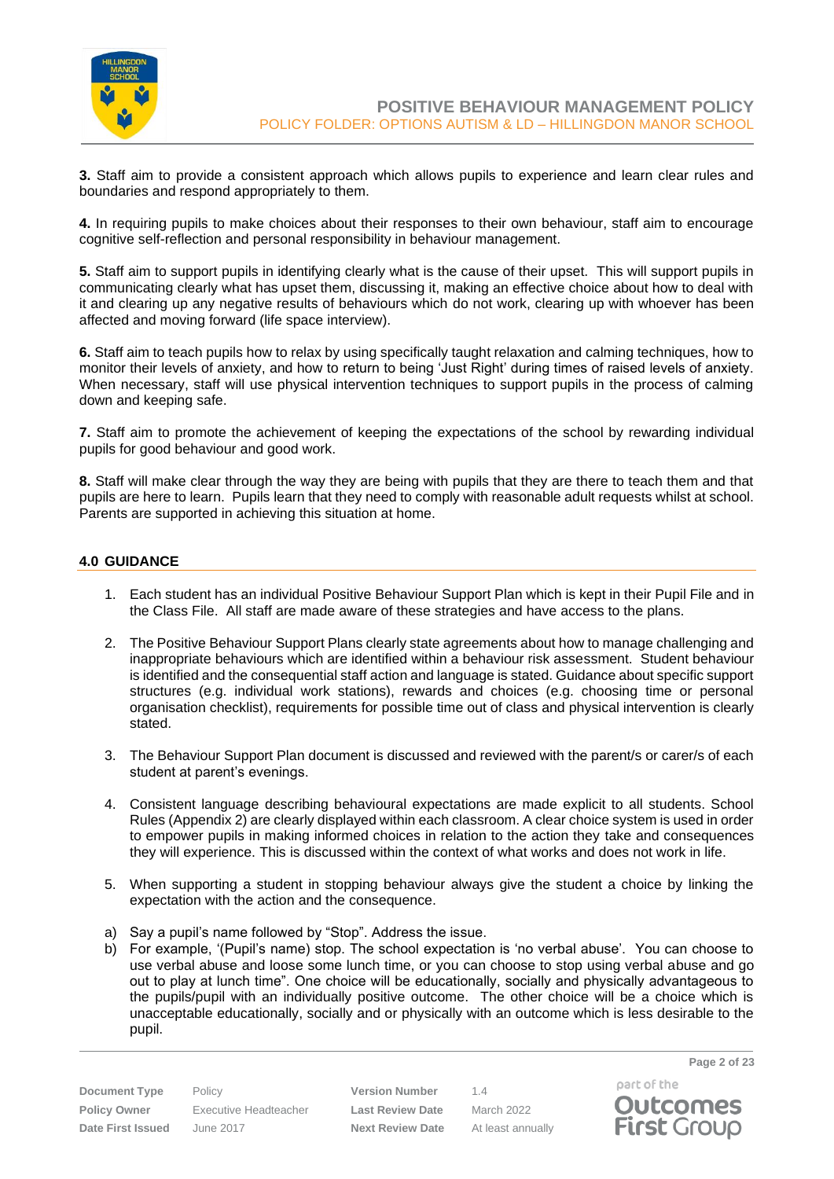**3.** Staff aim to provide a consistent approach which allows pupils to experience and learn clear rules and boundaries and respond appropriately to them.

**4.** In requiring pupils to make choices about their responses to their own behaviour, staff aim to encourage cognitive self-reflection and personal responsibility in behaviour management.

**5.** Staff aim to support pupils in identifying clearly what is the cause of their upset. This will support pupils in communicating clearly what has upset them, discussing it, making an effective choice about how to deal with it and clearing up any negative results of behaviours which do not work, clearing up with whoever has been affected and moving forward (life space interview).

**6.** Staff aim to teach pupils how to relax by using specifically taught relaxation and calming techniques, how to monitor their levels of anxiety, and how to return to being 'Just Right' during times of raised levels of anxiety. When necessary, staff will use physical intervention techniques to support pupils in the process of calming down and keeping safe.

**7.** Staff aim to promote the achievement of keeping the expectations of the school by rewarding individual pupils for good behaviour and good work.

**8.** Staff will make clear through the way they are being with pupils that they are there to teach them and that pupils are here to learn. Pupils learn that they need to comply with reasonable adult requests whilst at school. Parents are supported in achieving this situation at home.

## 4.0 GUIDANCE

1. Each student has an individual Positive Behaviour Support Plan which is kept in their Pupil File and in the Class File. All staff are made aware of these strategies and have access to the plans.

2. The Positive Behaviour Support Plans clearly state agreements about how to manage challenging and inappropriate behaviours which are identified within a behaviour risk assessment. Student behaviour is identified and the consequential staff action and language is stated. Guidance about specific support structures (e.g. individual work stations), rewards and choices (e.g. choosing time or personal organisation checklist), requirements for possible time out of class and physical intervention is clearly stated.

3. The Behaviour Support Plan document is discussed and reviewed with the parent/s or carer/s of each student at parent's evenings.

4. Consistent language describing behavioural expectations are made explicit to all students. School Rules (Appendix 2) are clearly displayed within each classroom. A clear choice system is used in order to empower pupils in making informed choices in relation to the action they take and consequences they will experience. This is discussed within the context of what works and does not work in life.

5. When supporting a student in stopping behaviour always give the student a choice by linking the expectation with the action and the consequence.

a) Say a pupil's name followed by "Stop". Address the issue.

b) For example, '(Pupil's name) stop. The school expectation is 'no verbal abuse'. You can choose to use verbal abuse and loose some lunch time, or you can choose to stop using verbal abuse and go out to play at lunch time". One choice will be educationally, socially and physically advantageous to the pupils/pupil with an individually positive outcome. The other choice will be a choice which is unacceptable educationally, socially and or physically with an outcome which is less desirable to the pupil.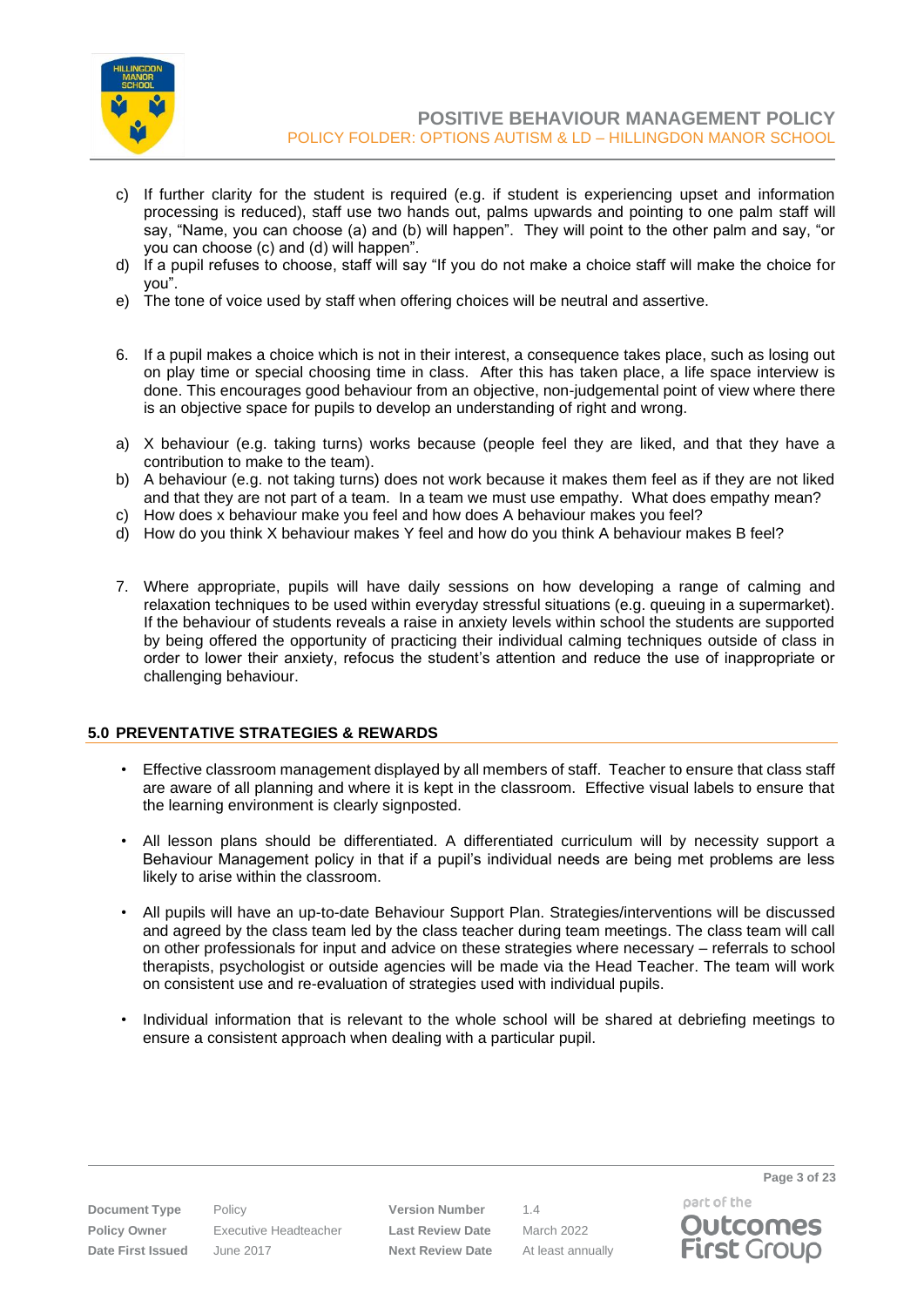c) If further clarity for the student is required (e.g. if student is experiencing upset and information processing is reduced), staff use two hands out, palms upwards and pointing to one palm staff will say, "Name, you can choose (a) and (b) will happen". They will point to the other palm and say, "or you can choose (c) and (d) will happen".
d) If a pupil refuses to choose, staff will say "If you do not make a choice staff will make the choice for you".
e) The tone of voice used by staff when offering choices will be neutral and assertive.

6. If a pupil makes a choice which is not in their interest, a consequence takes place, such as losing out on play time or special choosing time in class. After this has taken place, a life space interview is done. This encourages good behaviour from an objective, non-judgemental point of view where there is an objective space for pupils to develop an understanding of right and wrong.

a) X behaviour (e.g. taking turns) works because (people feel they are liked, and that they have a contribution to make to the team).
b) A behaviour (e.g. not taking turns) does not work because it makes them feel as if they are not liked and that they are not part of a team. In a team we must use empathy. What does empathy mean?
c) How does x behaviour make you feel and how does A behaviour makes you feel?
d) How do you think X behaviour makes Y feel and how do you think A behaviour makes B feel?

7. Where appropriate, pupils will have daily sessions on how developing a range of calming and relaxation techniques to be used within everyday stressful situations (e.g. queuing in a supermarket). If the behaviour of students reveals a raise in anxiety levels within school the students are supported by being offered the opportunity of practicing their individual calming techniques outside of class in order to lower their anxiety, refocus the student's attention and reduce the use of inappropriate or challenging behaviour.

## 5.0 PREVENTATIVE STRATEGIES & REWARDS

- Effective classroom management displayed by all members of staff. Teacher to ensure that class staff are aware of all planning and where it is kept in the classroom. Effective visual labels to ensure that the learning environment is clearly signposted.

- All lesson plans should be differentiated. A differentiated curriculum will by necessity support a Behaviour Management policy in that if a pupil's individual needs are being met problems are less likely to arise within the classroom.

- All pupils will have an up-to-date Behaviour Support Plan. Strategies/interventions will be discussed and agreed by the class team led by the class teacher during team meetings. The class team will call on other professionals for input and advice on these strategies where necessary – referrals to school therapists, psychologist or outside agencies will be made via the Head Teacher. The team will work on consistent use and re-evaluation of strategies used with individual pupils.

- Individual information that is relevant to the whole school will be shared at debriefing meetings to ensure a consistent approach when dealing with a particular pupil.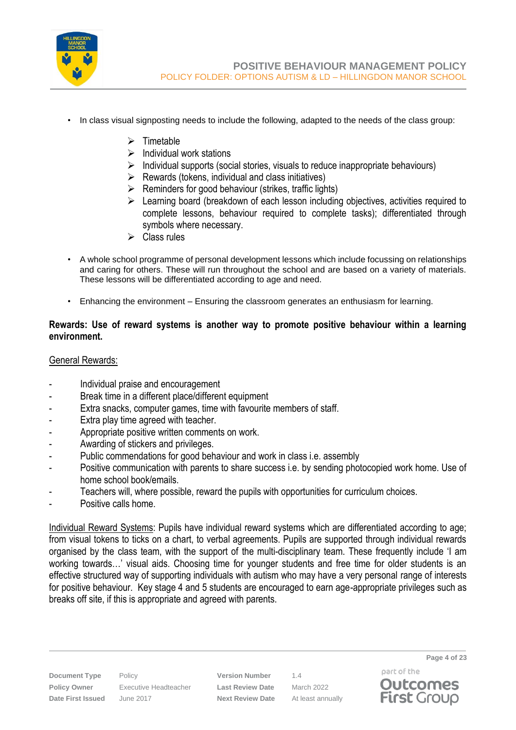- In class visual signposting needs to include the following, adapted to the needs of the class group:
    - Timetable
    - Individual work stations
    - Individual supports (social stories, visuals to reduce inappropriate behaviours)
    - Rewards (tokens, individual and class initiatives)
    - Reminders for good behaviour (strikes, traffic lights)
    - Learning board (breakdown of each lesson including objectives, activities required to complete lessons, behaviour required to complete tasks); differentiated through symbols where necessary.
    - Class rules

- A whole school programme of personal development lessons which include focussing on relationships and caring for others. These will run throughout the school and are based on a variety of materials. These lessons will be differentiated according to age and need.

- Enhancing the environment – Ensuring the classroom generates an enthusiasm for learning.

**Rewards: Use of reward systems is another way to promote positive behaviour within a learning environment.**

General Rewards:

- Individual praise and encouragement
- Break time in a different place/different equipment
- Extra snacks, computer games, time with favourite members of staff.
- Extra play time agreed with teacher.
- Appropriate positive written comments on work.
- Awarding of stickers and privileges.
- Public commendations for good behaviour and work in class i.e. assembly
- Positive communication with parents to share success i.e. by sending photocopied work home. Use of home school book/emails.
- Teachers will, where possible, reward the pupils with opportunities for curriculum choices.
- Positive calls home.

Individual Reward Systems: Pupils have individual reward systems which are differentiated according to age; from visual tokens to ticks on a chart, to verbal agreements. Pupils are supported through individual rewards organised by the class team, with the support of the multi-disciplinary team. These frequently include 'I am working towards…' visual aids. Choosing time for younger students and free time for older students is an effective structured way of supporting individuals with autism who may have a very personal range of interests for positive behaviour. Key stage 4 and 5 students are encouraged to earn age-appropriate privileges such as breaks off site, if this is appropriate and agreed with parents.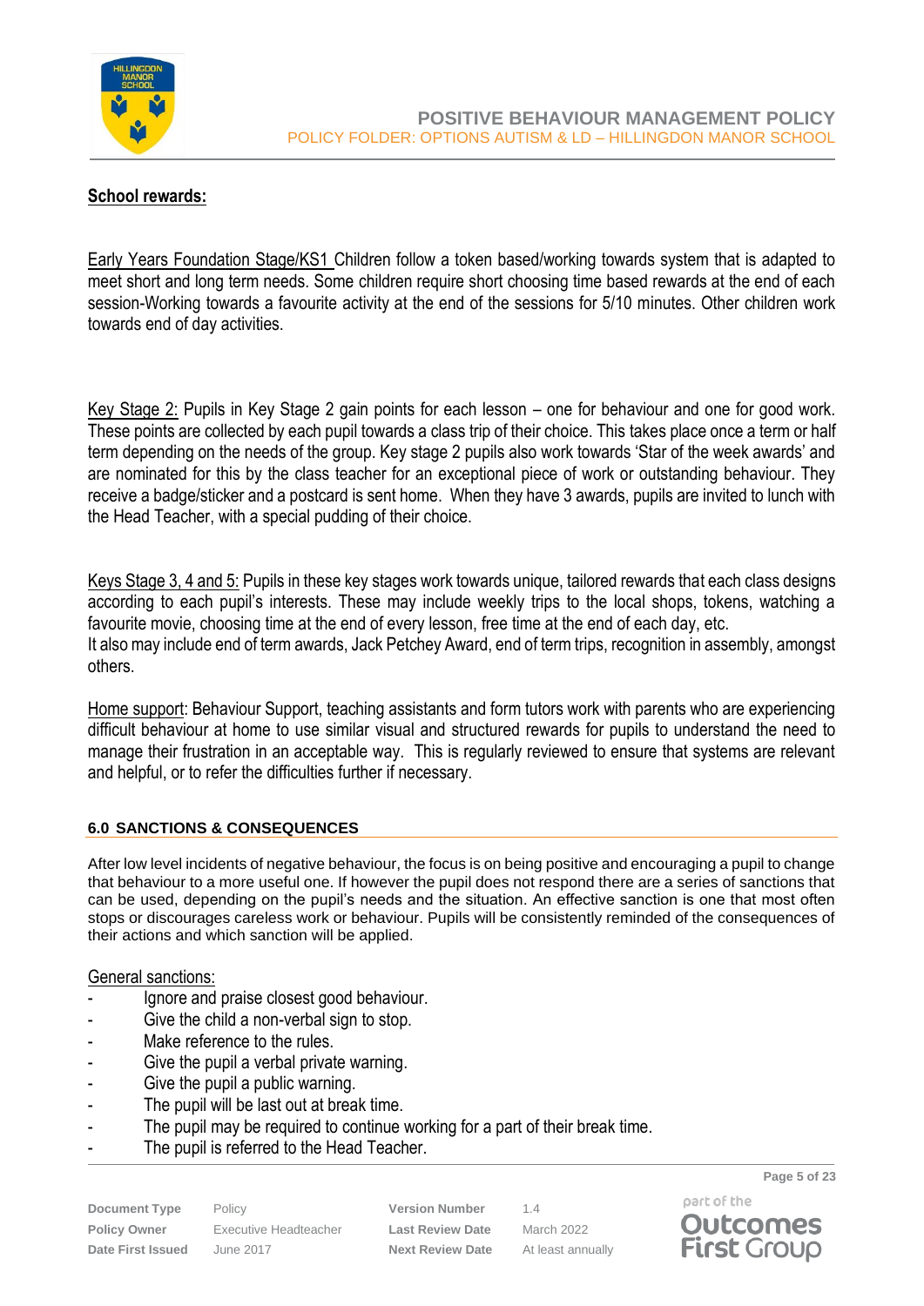**School rewards:**

Early Years Foundation Stage/KS1 Children follow a token based/working towards system that is adapted to meet short and long term needs. Some children require short choosing time based rewards at the end of each session-Working towards a favourite activity at the end of the sessions for 5/10 minutes. Other children work towards end of day activities.

Key Stage 2: Pupils in Key Stage 2 gain points for each lesson – one for behaviour and one for good work. These points are collected by each pupil towards a class trip of their choice. This takes place once a term or half term depending on the needs of the group. Key stage 2 pupils also work towards 'Star of the week awards' and are nominated for this by the class teacher for an exceptional piece of work or outstanding behaviour. They receive a badge/sticker and a postcard is sent home. When they have 3 awards, pupils are invited to lunch with the Head Teacher, with a special pudding of their choice.

Keys Stage 3, 4 and 5: Pupils in these key stages work towards unique, tailored rewards that each class designs according to each pupil's interests. These may include weekly trips to the local shops, tokens, watching a favourite movie, choosing time at the end of every lesson, free time at the end of each day, etc.
It also may include end of term awards, Jack Petchey Award, end of term trips, recognition in assembly, amongst others.

Home support: Behaviour Support, teaching assistants and form tutors work with parents who are experiencing difficult behaviour at home to use similar visual and structured rewards for pupils to understand the need to manage their frustration in an acceptable way. This is regularly reviewed to ensure that systems are relevant and helpful, or to refer the difficulties further if necessary.

## 6.0 SANCTIONS & CONSEQUENCES

After low level incidents of negative behaviour, the focus is on being positive and encouraging a pupil to change that behaviour to a more useful one. If however the pupil does not respond there are a series of sanctions that can be used, depending on the pupil's needs and the situation. An effective sanction is one that most often stops or discourages careless work or behaviour. Pupils will be consistently reminded of the consequences of their actions and which sanction will be applied.

General sanctions:

- Ignore and praise closest good behaviour.
- Give the child a non-verbal sign to stop.
- Make reference to the rules.
- Give the pupil a verbal private warning.
- Give the pupil a public warning.
- The pupil will be last out at break time.
- The pupil may be required to continue working for a part of their break time.
- The pupil is referred to the Head Teacher.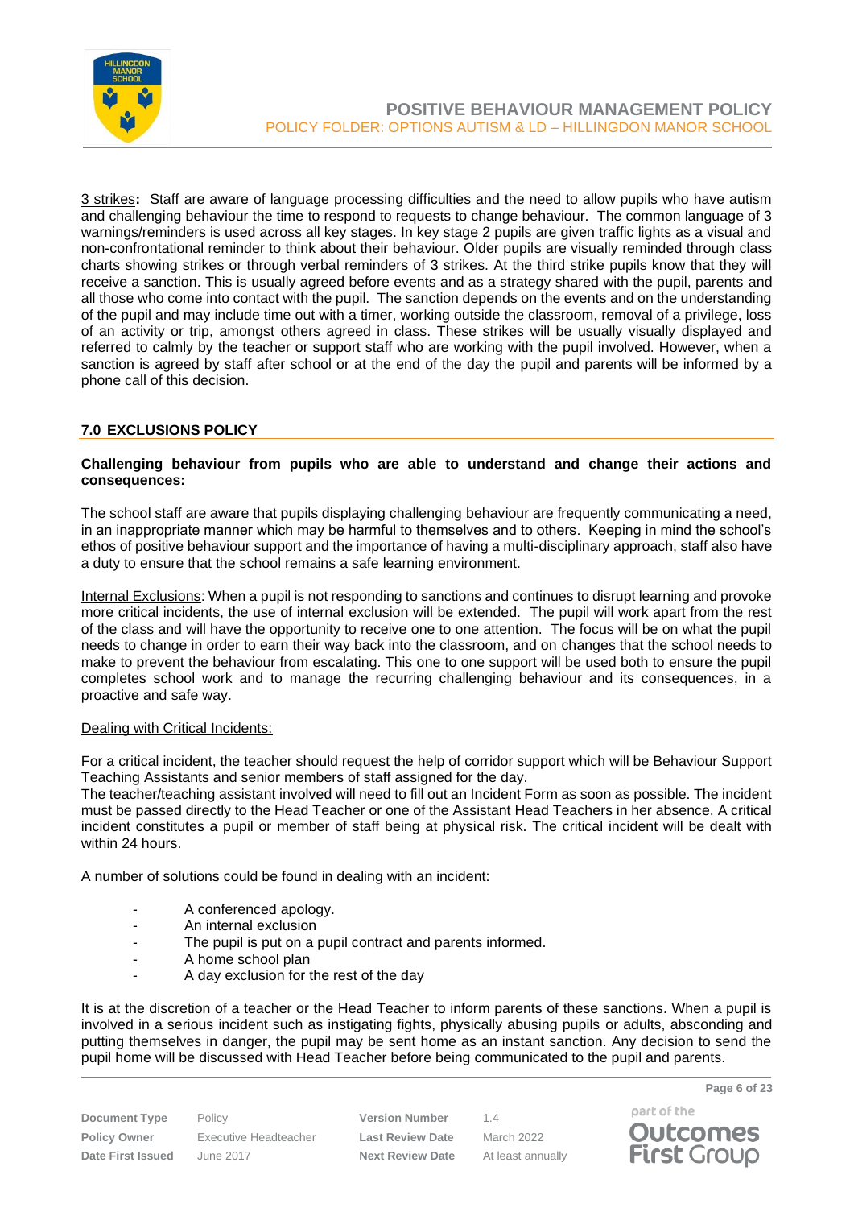3 strikes**:** Staff are aware of language processing difficulties and the need to allow pupils who have autism and challenging behaviour the time to respond to requests to change behaviour. The common language of 3 warnings/reminders is used across all key stages. In key stage 2 pupils are given traffic lights as a visual and non-confrontational reminder to think about their behaviour. Older pupils are visually reminded through class charts showing strikes or through verbal reminders of 3 strikes. At the third strike pupils know that they will receive a sanction. This is usually agreed before events and as a strategy shared with the pupil, parents and all those who come into contact with the pupil. The sanction depends on the events and on the understanding of the pupil and may include time out with a timer, working outside the classroom, removal of a privilege, loss of an activity or trip, amongst others agreed in class. These strikes will be usually visually displayed and referred to calmly by the teacher or support staff who are working with the pupil involved. However, when a sanction is agreed by staff after school or at the end of the day the pupil and parents will be informed by a phone call of this decision.

## 7.0 EXCLUSIONS POLICY

**Challenging behaviour from pupils who are able to understand and change their actions and consequences:**

The school staff are aware that pupils displaying challenging behaviour are frequently communicating a need, in an inappropriate manner which may be harmful to themselves and to others. Keeping in mind the school's ethos of positive behaviour support and the importance of having a multi-disciplinary approach, staff also have a duty to ensure that the school remains a safe learning environment.

Internal Exclusions: When a pupil is not responding to sanctions and continues to disrupt learning and provoke more critical incidents, the use of internal exclusion will be extended. The pupil will work apart from the rest of the class and will have the opportunity to receive one to one attention. The focus will be on what the pupil needs to change in order to earn their way back into the classroom, and on changes that the school needs to make to prevent the behaviour from escalating. This one to one support will be used both to ensure the pupil completes school work and to manage the recurring challenging behaviour and its consequences, in a proactive and safe way.

Dealing with Critical Incidents:

For a critical incident, the teacher should request the help of corridor support which will be Behaviour Support Teaching Assistants and senior members of staff assigned for the day.
The teacher/teaching assistant involved will need to fill out an Incident Form as soon as possible. The incident must be passed directly to the Head Teacher or one of the Assistant Head Teachers in her absence. A critical incident constitutes a pupil or member of staff being at physical risk. The critical incident will be dealt with within 24 hours.

A number of solutions could be found in dealing with an incident:

- A conferenced apology.
- An internal exclusion
- The pupil is put on a pupil contract and parents informed.
- A home school plan
- A day exclusion for the rest of the day

It is at the discretion of a teacher or the Head Teacher to inform parents of these sanctions. When a pupil is involved in a serious incident such as instigating fights, physically abusing pupils or adults, absconding and putting themselves in danger, the pupil may be sent home as an instant sanction. Any decision to send the pupil home will be discussed with Head Teacher before being communicated to the pupil and parents.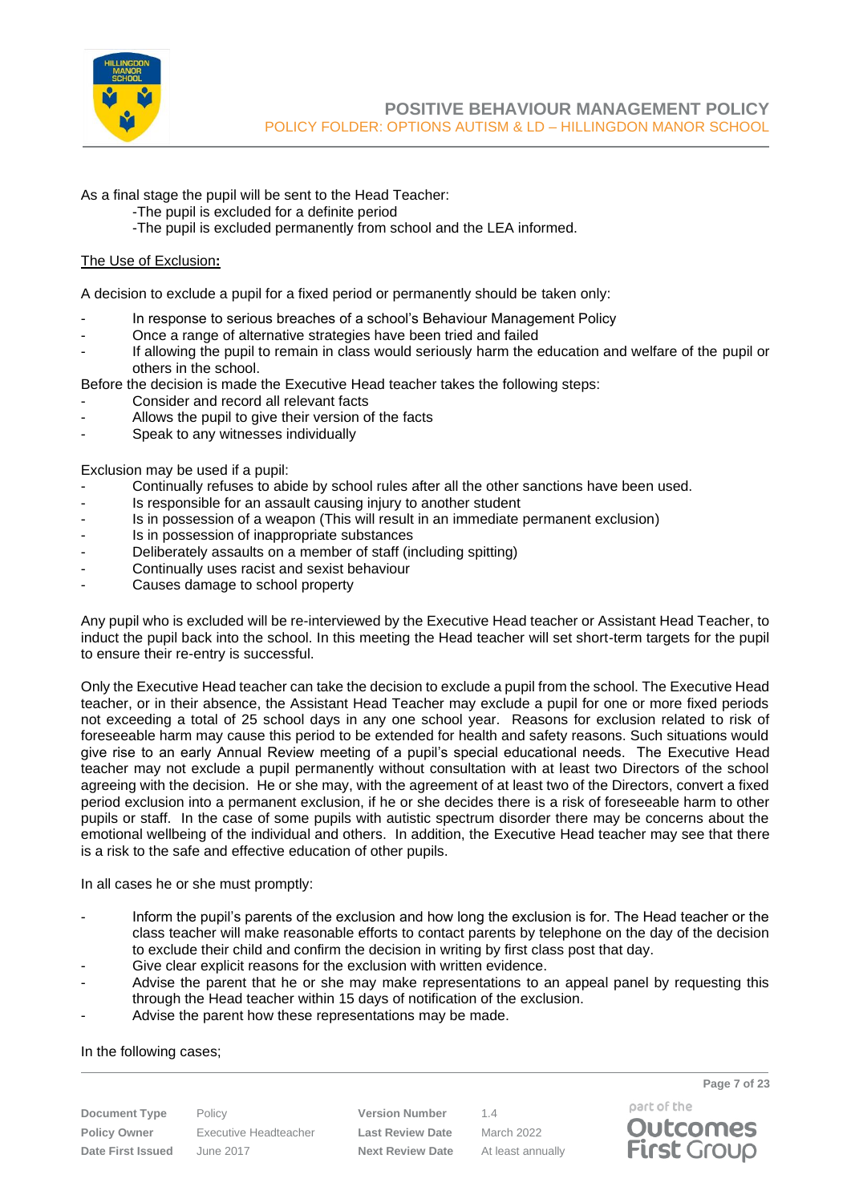As a final stage the pupil will be sent to the Head Teacher:

-The pupil is excluded for a definite period

-The pupil is excluded permanently from school and the LEA informed.

<u>The Use of Exclusion</u>**:**

A decision to exclude a pupil for a fixed period or permanently should be taken only:

- In response to serious breaches of a school's Behaviour Management Policy
- Once a range of alternative strategies have been tried and failed
- If allowing the pupil to remain in class would seriously harm the education and welfare of the pupil or others in the school.

Before the decision is made the Executive Head teacher takes the following steps:

- Consider and record all relevant facts
- Allows the pupil to give their version of the facts
- Speak to any witnesses individually

Exclusion may be used if a pupil:

- Continually refuses to abide by school rules after all the other sanctions have been used.
- Is responsible for an assault causing injury to another student
- Is in possession of a weapon (This will result in an immediate permanent exclusion)
- Is in possession of inappropriate substances
- Deliberately assaults on a member of staff (including spitting)
- Continually uses racist and sexist behaviour
- Causes damage to school property

Any pupil who is excluded will be re-interviewed by the Executive Head teacher or Assistant Head Teacher, to induct the pupil back into the school. In this meeting the Head teacher will set short-term targets for the pupil to ensure their re-entry is successful.

Only the Executive Head teacher can take the decision to exclude a pupil from the school. The Executive Head teacher, or in their absence, the Assistant Head Teacher may exclude a pupil for one or more fixed periods not exceeding a total of 25 school days in any one school year. Reasons for exclusion related to risk of foreseeable harm may cause this period to be extended for health and safety reasons. Such situations would give rise to an early Annual Review meeting of a pupil's special educational needs. The Executive Head teacher may not exclude a pupil permanently without consultation with at least two Directors of the school agreeing with the decision. He or she may, with the agreement of at least two of the Directors, convert a fixed period exclusion into a permanent exclusion, if he or she decides there is a risk of foreseeable harm to other pupils or staff. In the case of some pupils with autistic spectrum disorder there may be concerns about the emotional wellbeing of the individual and others. In addition, the Executive Head teacher may see that there is a risk to the safe and effective education of other pupils.

In all cases he or she must promptly:

- Inform the pupil's parents of the exclusion and how long the exclusion is for. The Head teacher or the class teacher will make reasonable efforts to contact parents by telephone on the day of the decision to exclude their child and confirm the decision in writing by first class post that day.
- Give clear explicit reasons for the exclusion with written evidence.
- Advise the parent that he or she may make representations to an appeal panel by requesting this through the Head teacher within 15 days of notification of the exclusion.
- Advise the parent how these representations may be made.

In the following cases;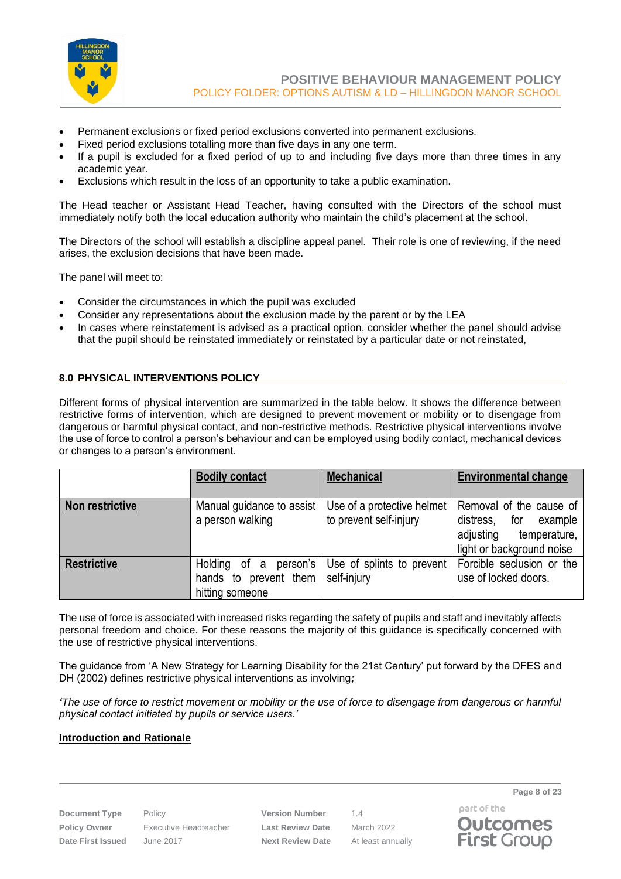- Permanent exclusions or fixed period exclusions converted into permanent exclusions.
- Fixed period exclusions totalling more than five days in any one term.
- If a pupil is excluded for a fixed period of up to and including five days more than three times in any academic year.
- Exclusions which result in the loss of an opportunity to take a public examination.

The Head teacher or Assistant Head Teacher, having consulted with the Directors of the school must immediately notify both the local education authority who maintain the child's placement at the school.

The Directors of the school will establish a discipline appeal panel. Their role is one of reviewing, if the need arises, the exclusion decisions that have been made.

The panel will meet to:

- Consider the circumstances in which the pupil was excluded
- Consider any representations about the exclusion made by the parent or by the LEA
- In cases where reinstatement is advised as a practical option, consider whether the panel should advise that the pupil should be reinstated immediately or reinstated by a particular date or not reinstated,

## 8.0 PHYSICAL INTERVENTIONS POLICY

Different forms of physical intervention are summarized in the table below. It shows the difference between restrictive forms of intervention, which are designed to prevent movement or mobility or to disengage from dangerous or harmful physical contact, and non-restrictive methods. Restrictive physical interventions involve the use of force to control a person's behaviour and can be employed using bodily contact, mechanical devices or changes to a person's environment.

| | **Bodily contact** | **Mechanical** | **Environmental change** |
|---|---|---|---|
| **Non restrictive** | Manual guidance to assist a person walking | Use of a protective helmet to prevent self-injury | Removal of the cause of distress, for example adjusting temperature, light or background noise |
| **Restrictive** | Holding of a person's hands to prevent them hitting someone | Use of splints to prevent self-injury | Forcible seclusion or the use of locked doors. |

The use of force is associated with increased risks regarding the safety of pupils and staff and inevitably affects personal freedom and choice. For these reasons the majority of this guidance is specifically concerned with the use of restrictive physical interventions.

The guidance from 'A New Strategy for Learning Disability for the 21st Century' put forward by the DFES and DH (2002) defines restrictive physical interventions as involving***;***

***'****The use of force to restrict movement or mobility or the use of force to disengage from dangerous or harmful physical contact initiated by pupils or service users.'*

**Introduction and Rationale**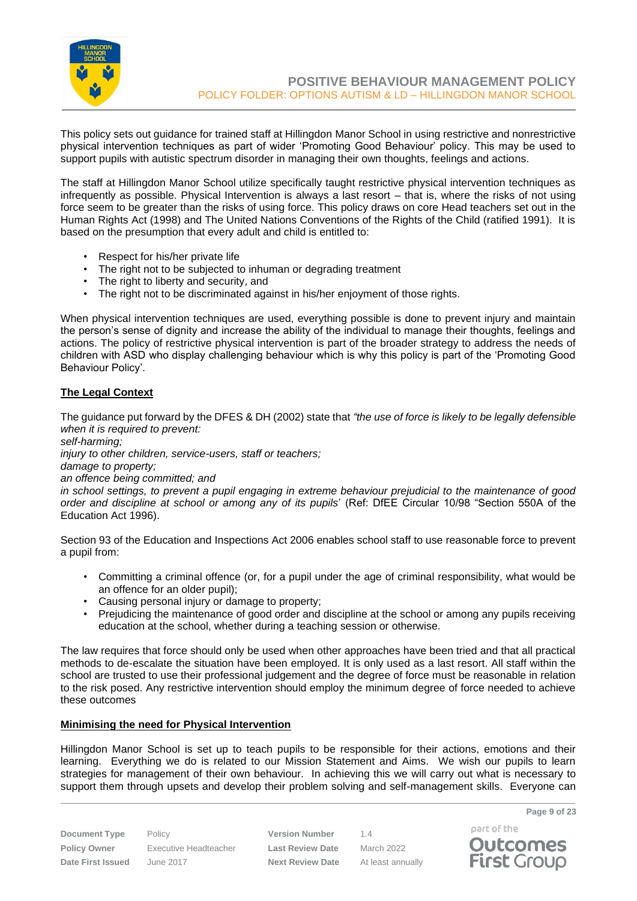This policy sets out guidance for trained staff at Hillingdon Manor School in using restrictive and nonrestrictive physical intervention techniques as part of wider 'Promoting Good Behaviour' policy. This may be used to support pupils with autistic spectrum disorder in managing their own thoughts, feelings and actions.

The staff at Hillingdon Manor School utilize specifically taught restrictive physical intervention techniques as infrequently as possible. Physical Intervention is always a last resort – that is, where the risks of not using force seem to be greater than the risks of using force. This policy draws on core Head teachers set out in the Human Rights Act (1998) and The United Nations Conventions of the Rights of the Child (ratified 1991). It is based on the presumption that every adult and child is entitled to:

- Respect for his/her private life
- The right not to be subjected to inhuman or degrading treatment
- The right to liberty and security, and
- The right not to be discriminated against in his/her enjoyment of those rights.

When physical intervention techniques are used, everything possible is done to prevent injury and maintain the person's sense of dignity and increase the ability of the individual to manage their thoughts, feelings and actions. The policy of restrictive physical intervention is part of the broader strategy to address the needs of children with ASD who display challenging behaviour which is why this policy is part of the 'Promoting Good Behaviour Policy'.

## The Legal Context

The guidance put forward by the DFES & DH (2002) state that *"the use of force is likely to be legally defensible when it is required to prevent:*
*self-harming;*
*injury to other children, service-users, staff or teachers;*
*damage to property;*
*an offence being committed; and*
*in school settings, to prevent a pupil engaging in extreme behaviour prejudicial to the maintenance of good order and discipline at school or among any of its pupils*' (Ref: DfEE Circular 10/98 "Section 550A of the Education Act 1996).

Section 93 of the Education and Inspections Act 2006 enables school staff to use reasonable force to prevent a pupil from:

- Committing a criminal offence (or, for a pupil under the age of criminal responsibility, what would be an offence for an older pupil);
- Causing personal injury or damage to property;
- Prejudicing the maintenance of good order and discipline at the school or among any pupils receiving education at the school, whether during a teaching session or otherwise.

The law requires that force should only be used when other approaches have been tried and that all practical methods to de-escalate the situation have been employed. It is only used as a last resort. All staff within the school are trusted to use their professional judgement and the degree of force must be reasonable in relation to the risk posed. Any restrictive intervention should employ the minimum degree of force needed to achieve these outcomes

## Minimising the need for Physical Intervention

Hillingdon Manor School is set up to teach pupils to be responsible for their actions, emotions and their learning. Everything we do is related to our Mission Statement and Aims. We wish our pupils to learn strategies for management of their own behaviour. In achieving this we will carry out what is necessary to support them through upsets and develop their problem solving and self-management skills. Everyone can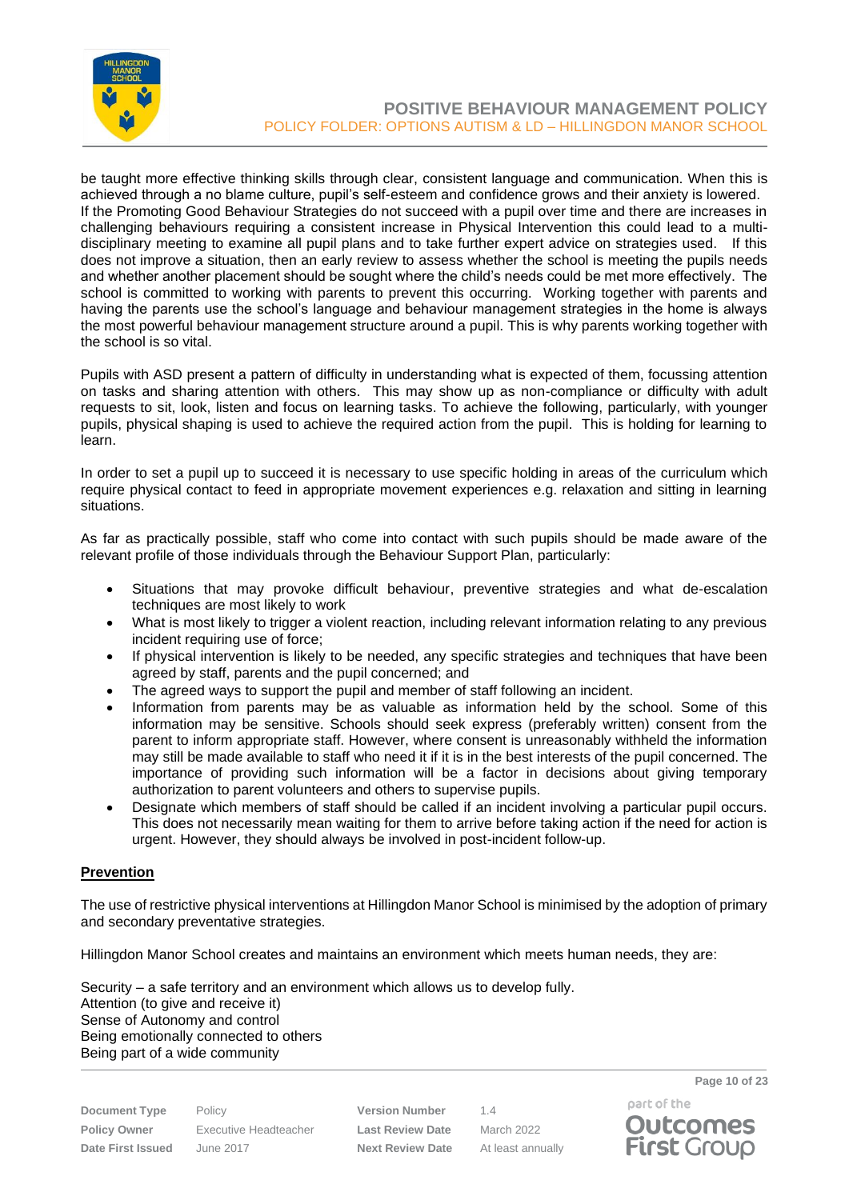be taught more effective thinking skills through clear, consistent language and communication. When this is achieved through a no blame culture, pupil's self-esteem and confidence grows and their anxiety is lowered. If the Promoting Good Behaviour Strategies do not succeed with a pupil over time and there are increases in challenging behaviours requiring a consistent increase in Physical Intervention this could lead to a multi-disciplinary meeting to examine all pupil plans and to take further expert advice on strategies used. If this does not improve a situation, then an early review to assess whether the school is meeting the pupils needs and whether another placement should be sought where the child's needs could be met more effectively. The school is committed to working with parents to prevent this occurring. Working together with parents and having the parents use the school's language and behaviour management strategies in the home is always the most powerful behaviour management structure around a pupil. This is why parents working together with the school is so vital.

Pupils with ASD present a pattern of difficulty in understanding what is expected of them, focussing attention on tasks and sharing attention with others. This may show up as non-compliance or difficulty with adult requests to sit, look, listen and focus on learning tasks. To achieve the following, particularly, with younger pupils, physical shaping is used to achieve the required action from the pupil. This is holding for learning to learn.

In order to set a pupil up to succeed it is necessary to use specific holding in areas of the curriculum which require physical contact to feed in appropriate movement experiences e.g. relaxation and sitting in learning situations.

As far as practically possible, staff who come into contact with such pupils should be made aware of the relevant profile of those individuals through the Behaviour Support Plan, particularly:

- Situations that may provoke difficult behaviour, preventive strategies and what de-escalation techniques are most likely to work
- What is most likely to trigger a violent reaction, including relevant information relating to any previous incident requiring use of force;
- If physical intervention is likely to be needed, any specific strategies and techniques that have been agreed by staff, parents and the pupil concerned; and
- The agreed ways to support the pupil and member of staff following an incident.
- Information from parents may be as valuable as information held by the school. Some of this information may be sensitive. Schools should seek express (preferably written) consent from the parent to inform appropriate staff. However, where consent is unreasonably withheld the information may still be made available to staff who need it if it is in the best interests of the pupil concerned. The importance of providing such information will be a factor in decisions about giving temporary authorization to parent volunteers and others to supervise pupils.
- Designate which members of staff should be called if an incident involving a particular pupil occurs. This does not necessarily mean waiting for them to arrive before taking action if the need for action is urgent. However, they should always be involved in post-incident follow-up.

**Prevention**

The use of restrictive physical interventions at Hillingdon Manor School is minimised by the adoption of primary and secondary preventative strategies.

Hillingdon Manor School creates and maintains an environment which meets human needs, they are:

Security – a safe territory and an environment which allows us to develop fully.
Attention (to give and receive it)
Sense of Autonomy and control
Being emotionally connected to others
Being part of a wide community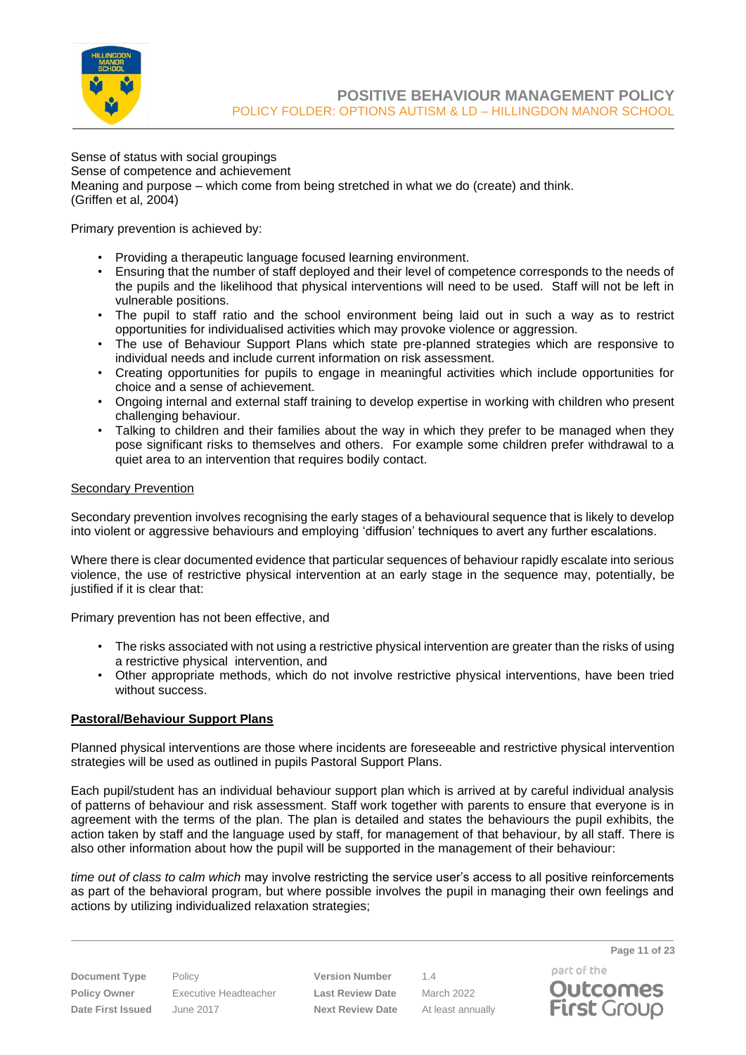Sense of status with social groupings
Sense of competence and achievement
Meaning and purpose – which come from being stretched in what we do (create) and think.
(Griffen et al, 2004)

Primary prevention is achieved by:

- Providing a therapeutic language focused learning environment.
- Ensuring that the number of staff deployed and their level of competence corresponds to the needs of the pupils and the likelihood that physical interventions will need to be used. Staff will not be left in vulnerable positions.
- The pupil to staff ratio and the school environment being laid out in such a way as to restrict opportunities for individualised activities which may provoke violence or aggression.
- The use of Behaviour Support Plans which state pre-planned strategies which are responsive to individual needs and include current information on risk assessment.
- Creating opportunities for pupils to engage in meaningful activities which include opportunities for choice and a sense of achievement.
- Ongoing internal and external staff training to develop expertise in working with children who present challenging behaviour.
- Talking to children and their families about the way in which they prefer to be managed when they pose significant risks to themselves and others. For example some children prefer withdrawal to a quiet area to an intervention that requires bodily contact.

Secondary Prevention

Secondary prevention involves recognising the early stages of a behavioural sequence that is likely to develop into violent or aggressive behaviours and employing 'diffusion' techniques to avert any further escalations.

Where there is clear documented evidence that particular sequences of behaviour rapidly escalate into serious violence, the use of restrictive physical intervention at an early stage in the sequence may, potentially, be justified if it is clear that:

Primary prevention has not been effective, and

- The risks associated with not using a restrictive physical intervention are greater than the risks of using a restrictive physical intervention, and
- Other appropriate methods, which do not involve restrictive physical interventions, have been tried without success.

**Pastoral/Behaviour Support Plans**

Planned physical interventions are those where incidents are foreseeable and restrictive physical intervention strategies will be used as outlined in pupils Pastoral Support Plans.

Each pupil/student has an individual behaviour support plan which is arrived at by careful individual analysis of patterns of behaviour and risk assessment. Staff work together with parents to ensure that everyone is in agreement with the terms of the plan. The plan is detailed and states the behaviours the pupil exhibits, the action taken by staff and the language used by staff, for management of that behaviour, by all staff. There is also other information about how the pupil will be supported in the management of their behaviour:

*time out of class to calm which* may involve restricting the service user's access to all positive reinforcements as part of the behavioral program, but where possible involves the pupil in managing their own feelings and actions by utilizing individualized relaxation strategies;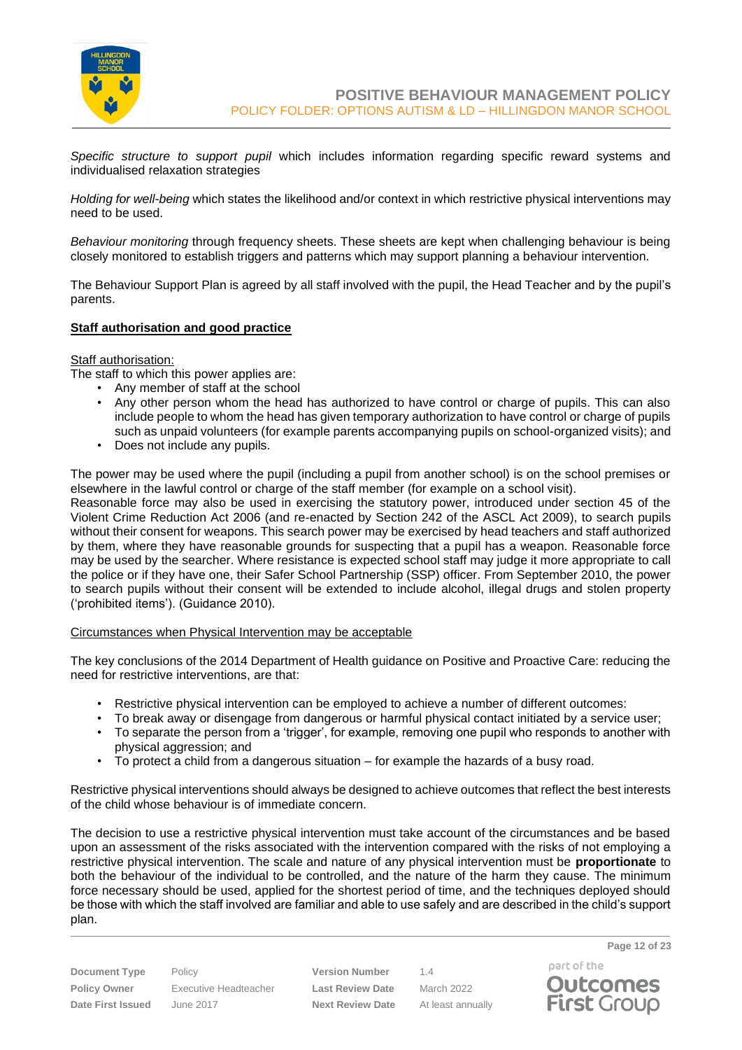*Specific structure to support pupil* which includes information regarding specific reward systems and individualised relaxation strategies

*Holding for well-being* which states the likelihood and/or context in which restrictive physical interventions may need to be used.

*Behaviour monitoring* through frequency sheets. These sheets are kept when challenging behaviour is being closely monitored to establish triggers and patterns which may support planning a behaviour intervention.

The Behaviour Support Plan is agreed by all staff involved with the pupil, the Head Teacher and by the pupil's parents.

**<u>Staff authorisation and good practice</u>**

<u>Staff authorisation:</u>

The staff to which this power applies are:

- Any member of staff at the school
- Any other person whom the head has authorized to have control or charge of pupils. This can also include people to whom the head has given temporary authorization to have control or charge of pupils such as unpaid volunteers (for example parents accompanying pupils on school-organized visits); and
- Does not include any pupils.

The power may be used where the pupil (including a pupil from another school) is on the school premises or elsewhere in the lawful control or charge of the staff member (for example on a school visit).

Reasonable force may also be used in exercising the statutory power, introduced under section 45 of the Violent Crime Reduction Act 2006 (and re-enacted by Section 242 of the ASCL Act 2009), to search pupils without their consent for weapons. This search power may be exercised by head teachers and staff authorized by them, where they have reasonable grounds for suspecting that a pupil has a weapon. Reasonable force may be used by the searcher. Where resistance is expected school staff may judge it more appropriate to call the police or if they have one, their Safer School Partnership (SSP) officer. From September 2010, the power to search pupils without their consent will be extended to include alcohol, illegal drugs and stolen property ('prohibited items'). (Guidance 2010).

<u>Circumstances when Physical Intervention may be acceptable</u>

The key conclusions of the 2014 Department of Health guidance on Positive and Proactive Care: reducing the need for restrictive interventions, are that:

- Restrictive physical intervention can be employed to achieve a number of different outcomes:
- To break away or disengage from dangerous or harmful physical contact initiated by a service user;
- To separate the person from a 'trigger', for example, removing one pupil who responds to another with physical aggression; and
- To protect a child from a dangerous situation – for example the hazards of a busy road.

Restrictive physical interventions should always be designed to achieve outcomes that reflect the best interests of the child whose behaviour is of immediate concern.

The decision to use a restrictive physical intervention must take account of the circumstances and be based upon an assessment of the risks associated with the intervention compared with the risks of not employing a restrictive physical intervention. The scale and nature of any physical intervention must be **proportionate** to both the behaviour of the individual to be controlled, and the nature of the harm they cause. The minimum force necessary should be used, applied for the shortest period of time, and the techniques deployed should be those with which the staff involved are familiar and able to use safely and are described in the child's support plan.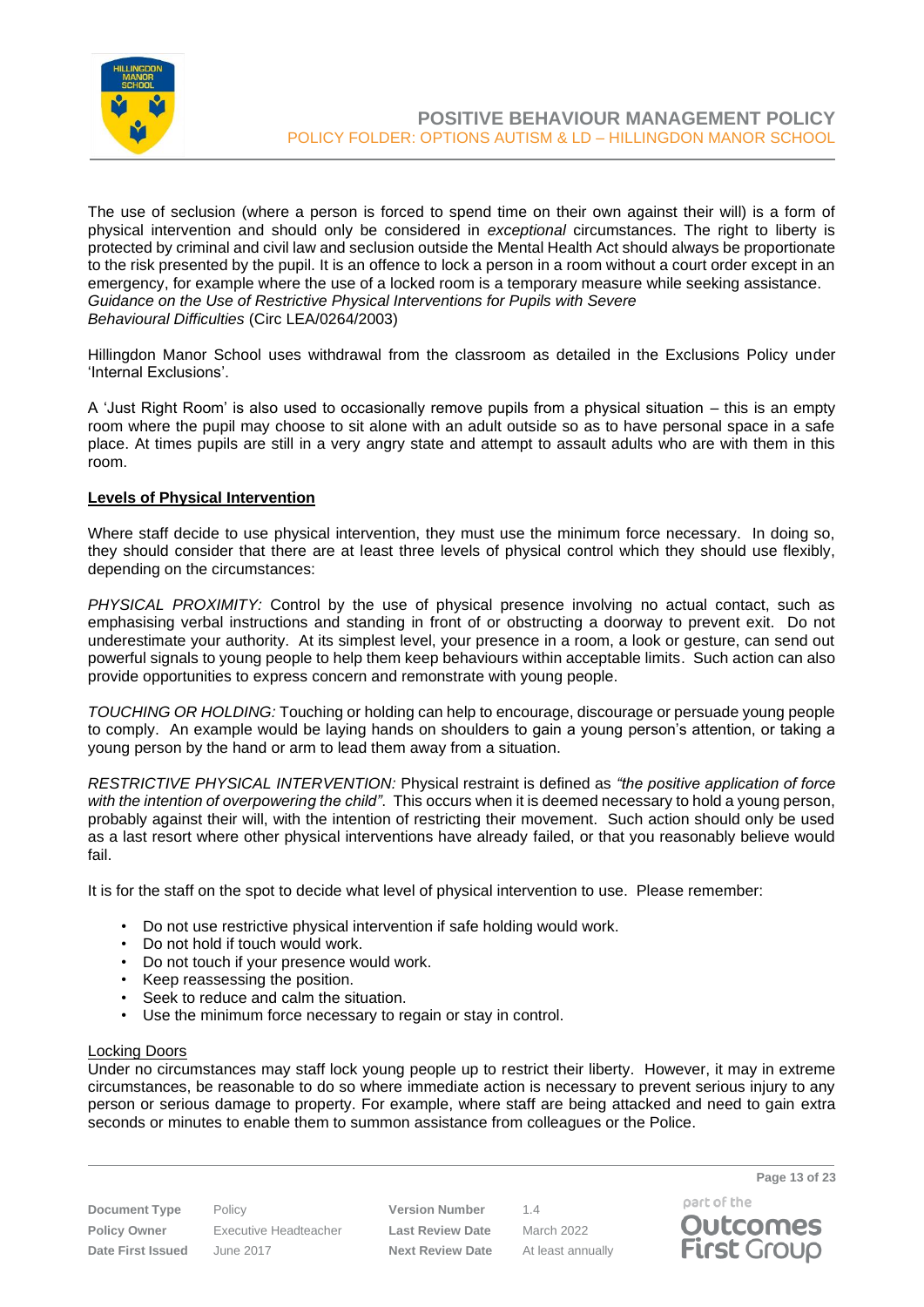The use of seclusion (where a person is forced to spend time on their own against their will) is a form of physical intervention and should only be considered in *exceptional* circumstances. The right to liberty is protected by criminal and civil law and seclusion outside the Mental Health Act should always be proportionate to the risk presented by the pupil. It is an offence to lock a person in a room without a court order except in an emergency, for example where the use of a locked room is a temporary measure while seeking assistance. *Guidance on the Use of Restrictive Physical Interventions for Pupils with Severe Behavioural Difficulties* (Circ LEA/0264/2003)

Hillingdon Manor School uses withdrawal from the classroom as detailed in the Exclusions Policy under 'Internal Exclusions'.

A 'Just Right Room' is also used to occasionally remove pupils from a physical situation – this is an empty room where the pupil may choose to sit alone with an adult outside so as to have personal space in a safe place. At times pupils are still in a very angry state and attempt to assault adults who are with them in this room.

**Levels of Physical Intervention**

Where staff decide to use physical intervention, they must use the minimum force necessary. In doing so, they should consider that there are at least three levels of physical control which they should use flexibly, depending on the circumstances:

*PHYSICAL PROXIMITY:* Control by the use of physical presence involving no actual contact, such as emphasising verbal instructions and standing in front of or obstructing a doorway to prevent exit. Do not underestimate your authority. At its simplest level, your presence in a room, a look or gesture, can send out powerful signals to young people to help them keep behaviours within acceptable limits. Such action can also provide opportunities to express concern and remonstrate with young people.

*TOUCHING OR HOLDING:* Touching or holding can help to encourage, discourage or persuade young people to comply. An example would be laying hands on shoulders to gain a young person's attention, or taking a young person by the hand or arm to lead them away from a situation.

*RESTRICTIVE PHYSICAL INTERVENTION:* Physical restraint is defined as *"the positive application of force with the intention of overpowering the child"*. This occurs when it is deemed necessary to hold a young person, probably against their will, with the intention of restricting their movement. Such action should only be used as a last resort where other physical interventions have already failed, or that you reasonably believe would fail.

It is for the staff on the spot to decide what level of physical intervention to use. Please remember:

- Do not use restrictive physical intervention if safe holding would work.
- Do not hold if touch would work.
- Do not touch if your presence would work.
- Keep reassessing the position.
- Seek to reduce and calm the situation.
- Use the minimum force necessary to regain or stay in control.

Locking Doors

Under no circumstances may staff lock young people up to restrict their liberty. However, it may in extreme circumstances, be reasonable to do so where immediate action is necessary to prevent serious injury to any person or serious damage to property. For example, where staff are being attacked and need to gain extra seconds or minutes to enable them to summon assistance from colleagues or the Police.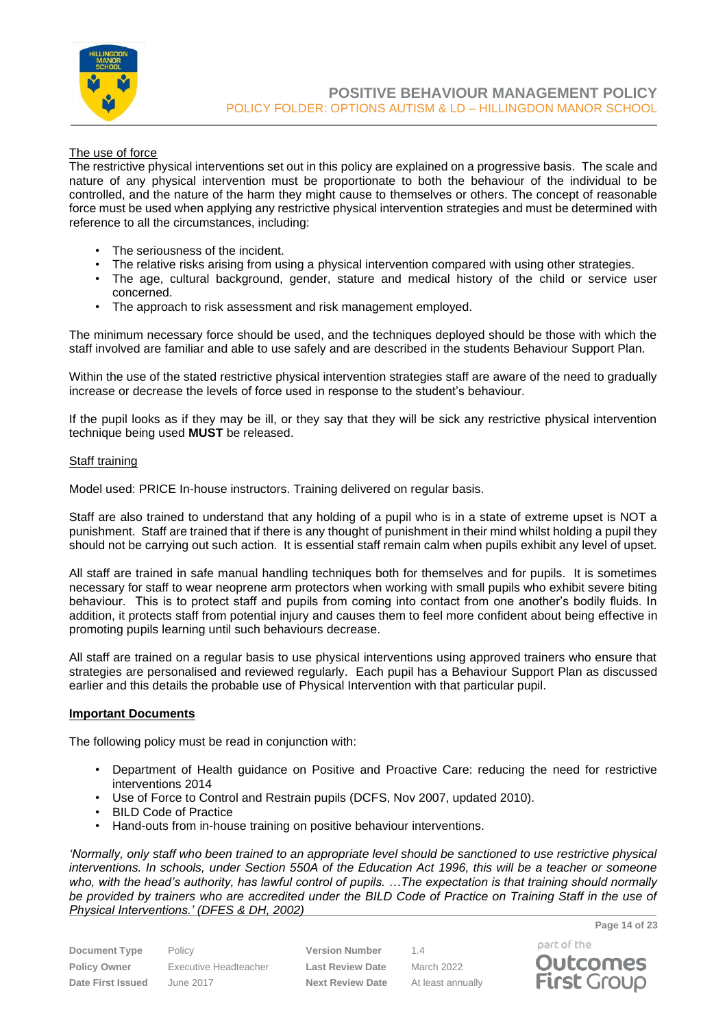<u>The use of force</u>

The restrictive physical interventions set out in this policy are explained on a progressive basis. The scale and nature of any physical intervention must be proportionate to both the behaviour of the individual to be controlled, and the nature of the harm they might cause to themselves or others. The concept of reasonable force must be used when applying any restrictive physical intervention strategies and must be determined with reference to all the circumstances, including:

- The seriousness of the incident.
- The relative risks arising from using a physical intervention compared with using other strategies.
- The age, cultural background, gender, stature and medical history of the child or service user concerned.
- The approach to risk assessment and risk management employed.

The minimum necessary force should be used, and the techniques deployed should be those with which the staff involved are familiar and able to use safely and are described in the students Behaviour Support Plan.

Within the use of the stated restrictive physical intervention strategies staff are aware of the need to gradually increase or decrease the levels of force used in response to the student's behaviour.

If the pupil looks as if they may be ill, or they say that they will be sick any restrictive physical intervention technique being used **MUST** be released.

<u>Staff training</u>

Model used: PRICE In-house instructors. Training delivered on regular basis.

Staff are also trained to understand that any holding of a pupil who is in a state of extreme upset is NOT a punishment. Staff are trained that if there is any thought of punishment in their mind whilst holding a pupil they should not be carrying out such action. It is essential staff remain calm when pupils exhibit any level of upset.

All staff are trained in safe manual handling techniques both for themselves and for pupils. It is sometimes necessary for staff to wear neoprene arm protectors when working with small pupils who exhibit severe biting behaviour. This is to protect staff and pupils from coming into contact from one another's bodily fluids. In addition, it protects staff from potential injury and causes them to feel more confident about being effective in promoting pupils learning until such behaviours decrease.

All staff are trained on a regular basis to use physical interventions using approved trainers who ensure that strategies are personalised and reviewed regularly. Each pupil has a Behaviour Support Plan as discussed earlier and this details the probable use of Physical Intervention with that particular pupil.

**<u>Important Documents</u>**

The following policy must be read in conjunction with:

- Department of Health guidance on Positive and Proactive Care: reducing the need for restrictive interventions 2014
- Use of Force to Control and Restrain pupils (DCFS, Nov 2007, updated 2010).
- BILD Code of Practice
- Hand-outs from in-house training on positive behaviour interventions.

*'Normally, only staff who been trained to an appropriate level should be sanctioned to use restrictive physical interventions. In schools, under Section 550A of the Education Act 1996, this will be a teacher or someone who, with the head's authority, has lawful control of pupils. …The expectation is that training should normally be provided by trainers who are accredited under the BILD Code of Practice on Training Staff in the use of <u>Physical Interventions.' (DFES & DH, 2002)</u>*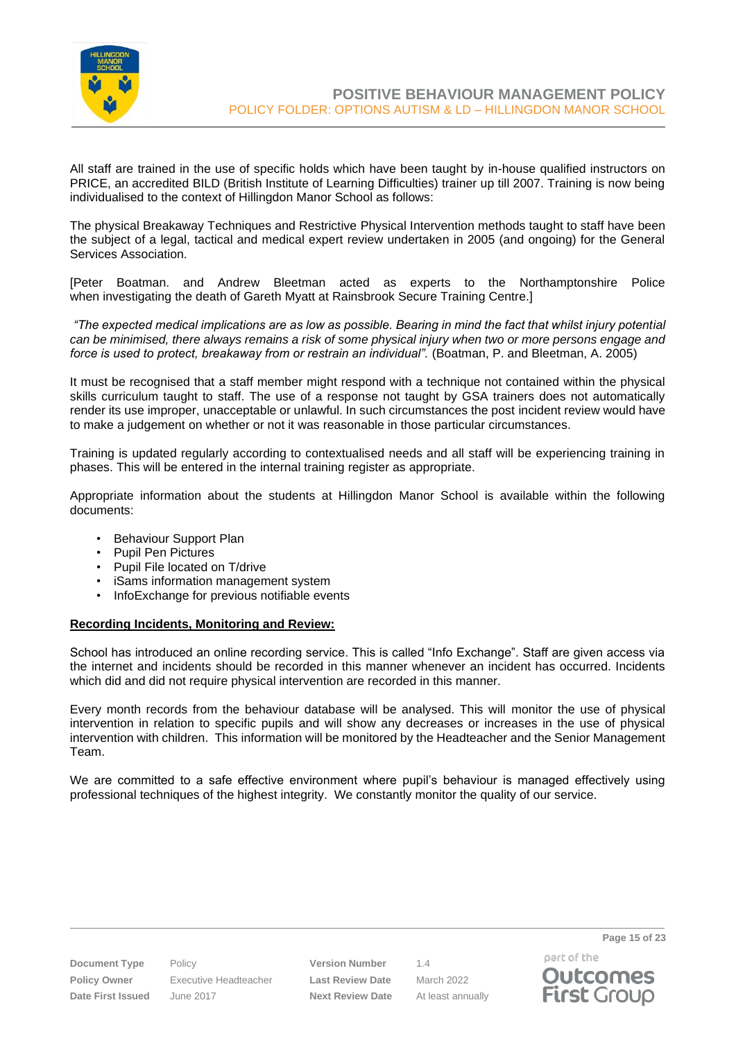All staff are trained in the use of specific holds which have been taught by in-house qualified instructors on PRICE, an accredited BILD (British Institute of Learning Difficulties) trainer up till 2007. Training is now being individualised to the context of Hillingdon Manor School as follows:

The physical Breakaway Techniques and Restrictive Physical Intervention methods taught to staff have been the subject of a legal, tactical and medical expert review undertaken in 2005 (and ongoing) for the General Services Association.

[Peter Boatman. and Andrew Bleetman acted as experts to the Northamptonshire Police when investigating the death of Gareth Myatt at Rainsbrook Secure Training Centre.]

*"The expected medical implications are as low as possible. Bearing in mind the fact that whilst injury potential can be minimised, there always remains a risk of some physical injury when two or more persons engage and force is used to protect, breakaway from or restrain an individual".* (Boatman, P. and Bleetman, A. 2005)

It must be recognised that a staff member might respond with a technique not contained within the physical skills curriculum taught to staff. The use of a response not taught by GSA trainers does not automatically render its use improper, unacceptable or unlawful. In such circumstances the post incident review would have to make a judgement on whether or not it was reasonable in those particular circumstances.

Training is updated regularly according to contextualised needs and all staff will be experiencing training in phases. This will be entered in the internal training register as appropriate.

Appropriate information about the students at Hillingdon Manor School is available within the following documents:

- Behaviour Support Plan
- Pupil Pen Pictures
- Pupil File located on T/drive
- iSams information management system
- InfoExchange for previous notifiable events

**Recording Incidents, Monitoring and Review:**

School has introduced an online recording service. This is called "Info Exchange". Staff are given access via the internet and incidents should be recorded in this manner whenever an incident has occurred. Incidents which did and did not require physical intervention are recorded in this manner.

Every month records from the behaviour database will be analysed. This will monitor the use of physical intervention in relation to specific pupils and will show any decreases or increases in the use of physical intervention with children. This information will be monitored by the Headteacher and the Senior Management Team.

We are committed to a safe effective environment where pupil's behaviour is managed effectively using professional techniques of the highest integrity. We constantly monitor the quality of our service.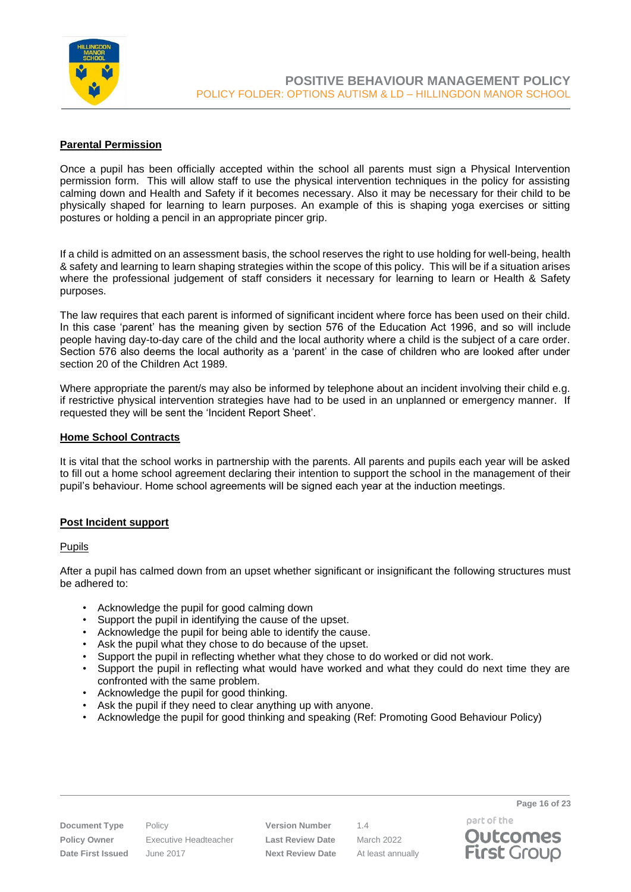## Parental Permission

Once a pupil has been officially accepted within the school all parents must sign a Physical Intervention permission form. This will allow staff to use the physical intervention techniques in the policy for assisting calming down and Health and Safety if it becomes necessary. Also it may be necessary for their child to be physically shaped for learning to learn purposes. An example of this is shaping yoga exercises or sitting postures or holding a pencil in an appropriate pincer grip.

If a child is admitted on an assessment basis, the school reserves the right to use holding for well-being, health & safety and learning to learn shaping strategies within the scope of this policy. This will be if a situation arises where the professional judgement of staff considers it necessary for learning to learn or Health & Safety purposes.

The law requires that each parent is informed of significant incident where force has been used on their child. In this case 'parent' has the meaning given by section 576 of the Education Act 1996, and so will include people having day-to-day care of the child and the local authority where a child is the subject of a care order. Section 576 also deems the local authority as a 'parent' in the case of children who are looked after under section 20 of the Children Act 1989.

Where appropriate the parent/s may also be informed by telephone about an incident involving their child e.g. if restrictive physical intervention strategies have had to be used in an unplanned or emergency manner. If requested they will be sent the 'Incident Report Sheet'.

## Home School Contracts

It is vital that the school works in partnership with the parents. All parents and pupils each year will be asked to fill out a home school agreement declaring their intention to support the school in the management of their pupil's behaviour. Home school agreements will be signed each year at the induction meetings.

## Post Incident support

### Pupils

After a pupil has calmed down from an upset whether significant or insignificant the following structures must be adhered to:

- Acknowledge the pupil for good calming down
- Support the pupil in identifying the cause of the upset.
- Acknowledge the pupil for being able to identify the cause.
- Ask the pupil what they chose to do because of the upset.
- Support the pupil in reflecting whether what they chose to do worked or did not work.
- Support the pupil in reflecting what would have worked and what they could do next time they are confronted with the same problem.
- Acknowledge the pupil for good thinking.
- Ask the pupil if they need to clear anything up with anyone.
- Acknowledge the pupil for good thinking and speaking (Ref: Promoting Good Behaviour Policy)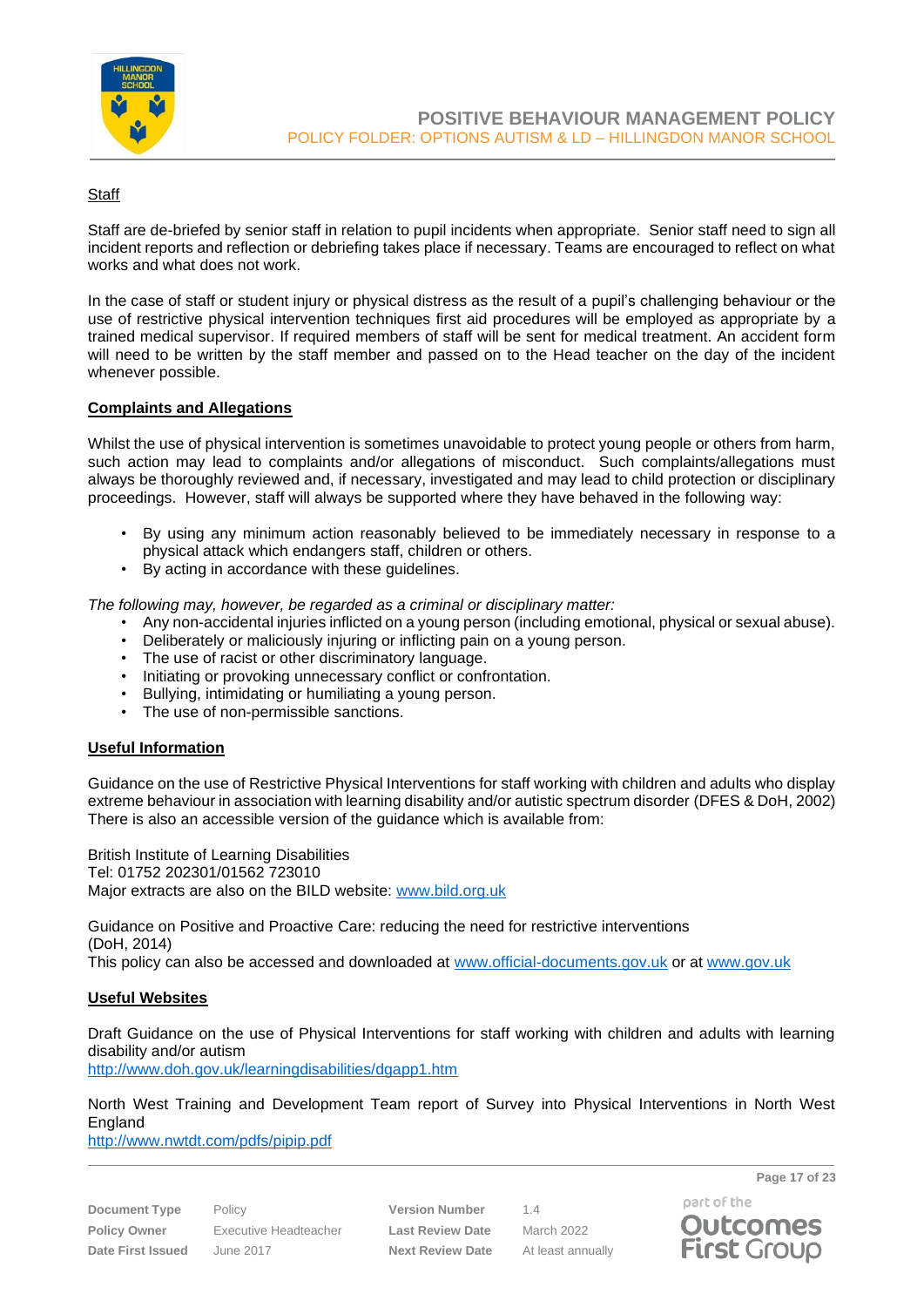Staff

Staff are de-briefed by senior staff in relation to pupil incidents when appropriate. Senior staff need to sign all incident reports and reflection or debriefing takes place if necessary. Teams are encouraged to reflect on what works and what does not work.

In the case of staff or student injury or physical distress as the result of a pupil's challenging behaviour or the use of restrictive physical intervention techniques first aid procedures will be employed as appropriate by a trained medical supervisor. If required members of staff will be sent for medical treatment. An accident form will need to be written by the staff member and passed on to the Head teacher on the day of the incident whenever possible.

## Complaints and Allegations

Whilst the use of physical intervention is sometimes unavoidable to protect young people or others from harm, such action may lead to complaints and/or allegations of misconduct. Such complaints/allegations must always be thoroughly reviewed and, if necessary, investigated and may lead to child protection or disciplinary proceedings. However, staff will always be supported where they have behaved in the following way:

- By using any minimum action reasonably believed to be immediately necessary in response to a physical attack which endangers staff, children or others.
- By acting in accordance with these guidelines.

*The following may, however, be regarded as a criminal or disciplinary matter:*

- Any non-accidental injuries inflicted on a young person (including emotional, physical or sexual abuse).
- Deliberately or maliciously injuring or inflicting pain on a young person.
- The use of racist or other discriminatory language.
- Initiating or provoking unnecessary conflict or confrontation.
- Bullying, intimidating or humiliating a young person.
- The use of non-permissible sanctions.

## Useful Information

Guidance on the use of Restrictive Physical Interventions for staff working with children and adults who display extreme behaviour in association with learning disability and/or autistic spectrum disorder (DFES & DoH, 2002) There is also an accessible version of the guidance which is available from:

British Institute of Learning Disabilities
Tel: 01752 202301/01562 723010
Major extracts are also on the BILD website: www.bild.org.uk

Guidance on Positive and Proactive Care: reducing the need for restrictive interventions (DoH, 2014)
This policy can also be accessed and downloaded at www.official-documents.gov.uk or at www.gov.uk

## Useful Websites

Draft Guidance on the use of Physical Interventions for staff working with children and adults with learning disability and/or autism
http://www.doh.gov.uk/learningdisabilities/dgapp1.htm

North West Training and Development Team report of Survey into Physical Interventions in North West England
http://www.nwtdt.com/pdfs/pipip.pdf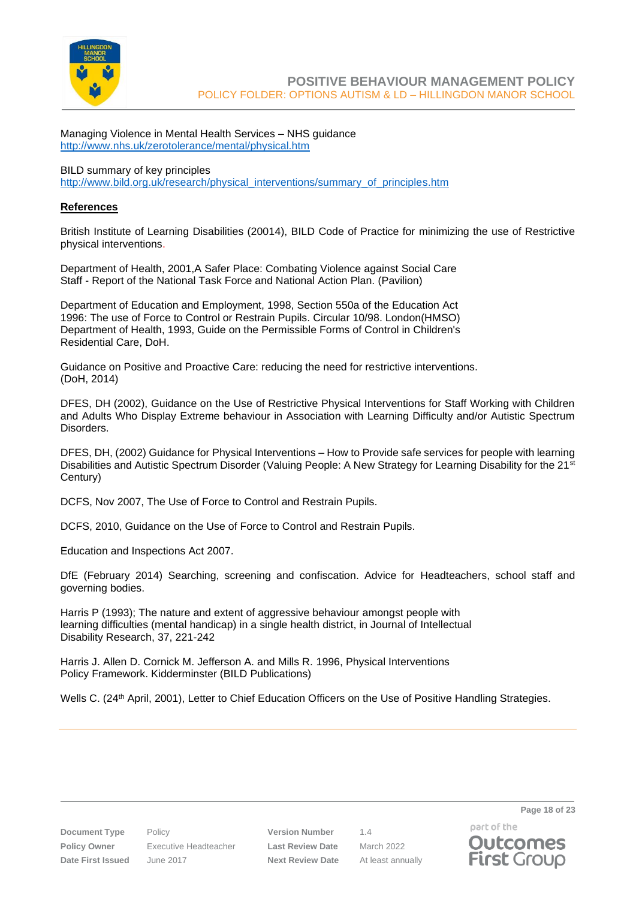Managing Violence in Mental Health Services – NHS guidance
http://www.nhs.uk/zerotolerance/mental/physical.htm

BILD summary of key principles
http://www.bild.org.uk/research/physical_interventions/summary_of_principles.htm

**References**

British Institute of Learning Disabilities (20014), BILD Code of Practice for minimizing the use of Restrictive physical interventions.

Department of Health, 2001,A Safer Place: Combating Violence against Social Care Staff - Report of the National Task Force and National Action Plan. (Pavilion)

Department of Education and Employment, 1998, Section 550a of the Education Act 1996: The use of Force to Control or Restrain Pupils. Circular 10/98. London(HMSO) Department of Health, 1993, Guide on the Permissible Forms of Control in Children's Residential Care, DoH.

Guidance on Positive and Proactive Care: reducing the need for restrictive interventions. (DoH, 2014)

DFES, DH (2002), Guidance on the Use of Restrictive Physical Interventions for Staff Working with Children and Adults Who Display Extreme behaviour in Association with Learning Difficulty and/or Autistic Spectrum Disorders.

DFES, DH, (2002) Guidance for Physical Interventions – How to Provide safe services for people with learning Disabilities and Autistic Spectrum Disorder (Valuing People: A New Strategy for Learning Disability for the 21st Century)

DCFS, Nov 2007, The Use of Force to Control and Restrain Pupils.

DCFS, 2010, Guidance on the Use of Force to Control and Restrain Pupils.

Education and Inspections Act 2007.

DfE (February 2014) Searching, screening and confiscation. Advice for Headteachers, school staff and governing bodies.

Harris P (1993); The nature and extent of aggressive behaviour amongst people with learning difficulties (mental handicap) in a single health district, in Journal of Intellectual Disability Research, 37, 221-242

Harris J. Allen D. Cornick M. Jefferson A. and Mills R. 1996, Physical Interventions Policy Framework. Kidderminster (BILD Publications)

Wells C. (24th April, 2001), Letter to Chief Education Officers on the Use of Positive Handling Strategies.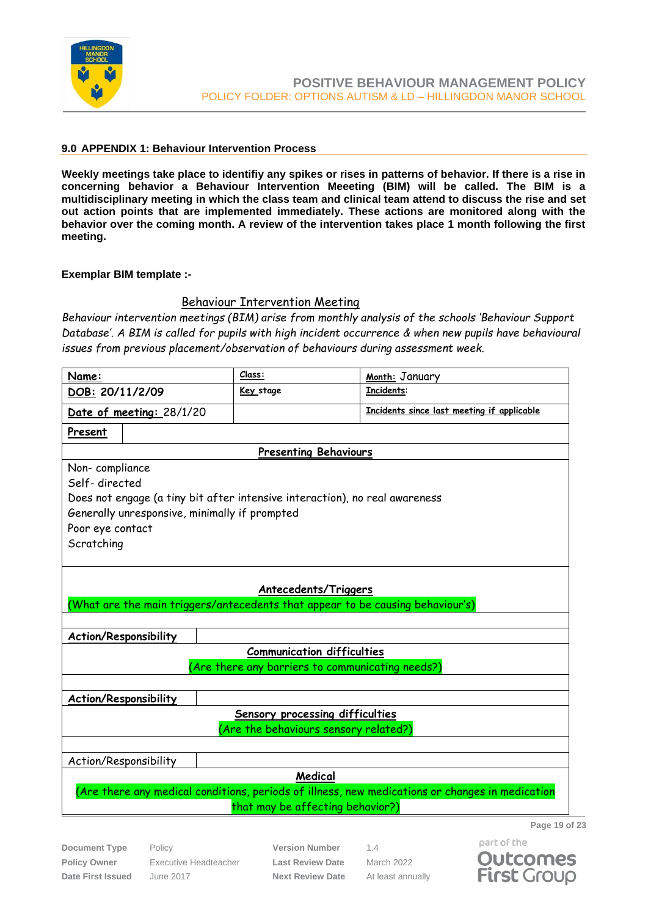## 9.0 APPENDIX 1: Behaviour Intervention Process

**Weekly meetings take place to identifiy any spikes or rises in patterns of behavior. If there is a rise in concerning behavior a Behaviour Intervention Meeeting (BIM) will be called. The BIM is a multidisciplinary meeting in which the class team and clinical team attend to discuss the rise and set out action points that are implemented immediately. These actions are monitored along with the behavior over the coming month. A review of the intervention takes place 1 month following the first meeting.**

**Exemplar BIM template :-**

### Behaviour Intervention Meeting

*Behaviour intervention meetings (BIM) arise from monthly analysis of the schools 'Behaviour Support Database'. A BIM is called for pupils with high incident occurrence & when new pupils have behavioural issues from previous placement/observation of behaviours during assessment week.*

| **Name:** | **Class:** | **Month:** January |
|---|---|---|
| **DOB:** 20/11/2/09 | **Key stage** | **Incidents:** |
| **Date of meeting:** 28/1/20 | | **Incidents since last meeting if applicable** |
| **Present** | | |
| **Presenting Behaviours** | | |
| Non- compliance<br>Self- directed<br>Does not engage (a tiny bit after intensive interaction), no real awareness<br>Generally unresponsive, minimally if prompted<br>Poor eye contact<br>Scratching | | |
| **Antecedents/Triggers**<br>(What are the main triggers/antecedents that appear to be causing behaviour's) | | |
| | | |
| **Action/Responsibility** | | |
| **Communication difficulties**<br>(Are there any barriers to communicating needs?) | | |
| | | |
| **Action/Responsibility** | | |
| **Sensory processing difficulties**<br>(Are the behaviours sensory related?) | | |
| | | |
| Action/Responsibility | | |
| **Medical**<br>(Are there any medical conditions, periods of illness, new medications or changes in medication that may be affecting behavior?) | | |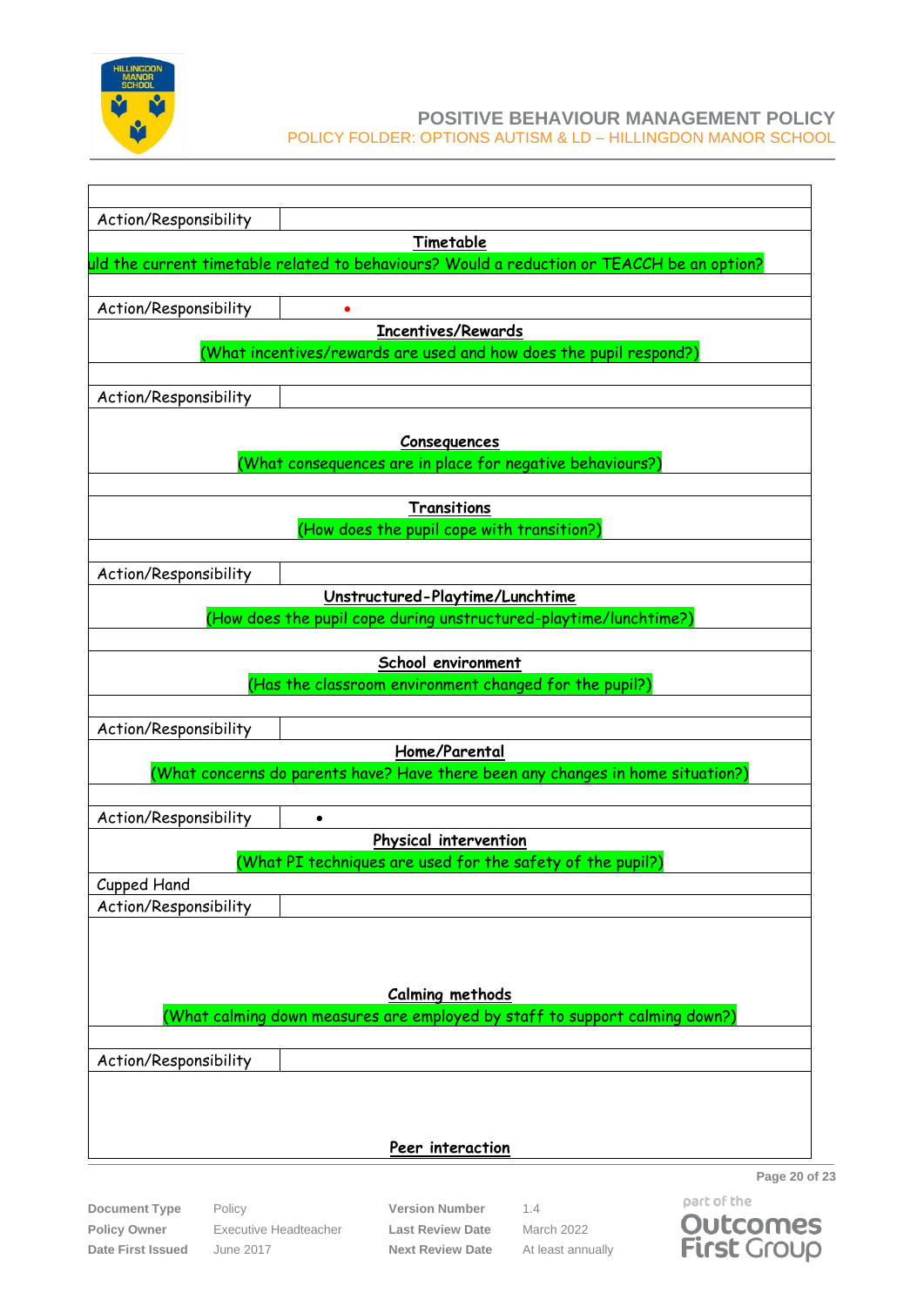| | |
|---|---|
| | |
| Action/Responsibility | |
| **Timetable** | |
| uld the current timetable related to behaviours? Would a reduction or TEACCH be an option? | |
| | |
| Action/Responsibility | • |
| **Incentives/Rewards** | |
| (What incentives/rewards are used and how does the pupil respond?) | |
| | |
| Action/Responsibility | |
| **Consequences** | |
| (What consequences are in place for negative behaviours?) | |
| | |
| **Transitions** | |
| (How does the pupil cope with transition?) | |
| | |
| Action/Responsibility | |
| **Unstructured-Playtime/Lunchtime** | |
| (How does the pupil cope during unstructured-playtime/lunchtime?) | |
| | |
| **School environment** | |
| (Has the classroom environment changed for the pupil?) | |
| | |
| Action/Responsibility | |
| **Home/Parental** | |
| (What concerns do parents have? Have there been any changes in home situation?) | |
| | |
| Action/Responsibility | • |
| **Physical intervention** | |
| (What PI techniques are used for the safety of the pupil?) | |
| Cupped Hand | |
| Action/Responsibility | |
| **Calming methods** | |
| (What calming down measures are employed by staff to support calming down?) | |
| | |
| Action/Responsibility | |
| **Peer interaction** | |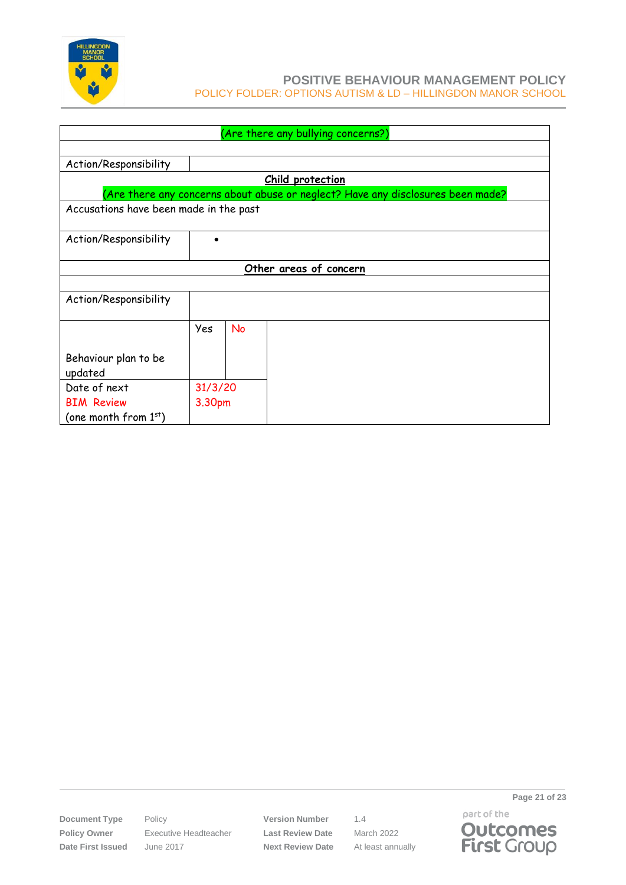| (Are there any bullying concerns?) | | | |
|---|---|---|---|
| | | | |
| Action/Responsibility | | | |
| **Child protection** (Are there any concerns about abuse or neglect? Have any disclosures been made? | | | |
| Accusations have been made in the past | | | |
| Action/Responsibility | • | | |
| **Other areas of concern** | | | |
| | | | |
| Action/Responsibility | | | |
| Behaviour plan to be updated | Yes | No | |
| Date of next BIM Review (one month from 1st) | 31/3/20 3.30pm | | |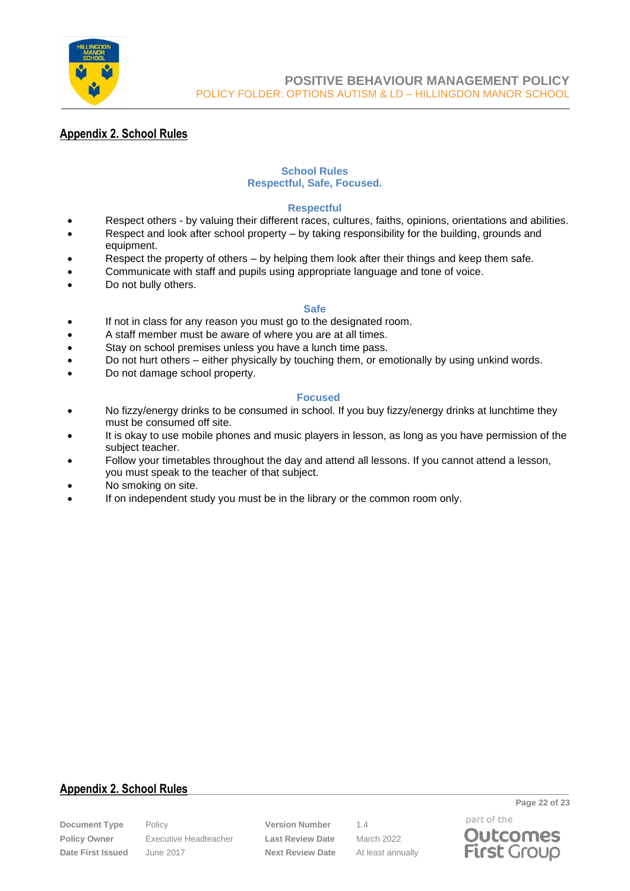## Appendix 2. School Rules

### School Rules
### Respectful, Safe, Focused.

#### Respectful

- Respect others - by valuing their different races, cultures, faiths, opinions, orientations and abilities.
- Respect and look after school property – by taking responsibility for the building, grounds and equipment.
- Respect the property of others – by helping them look after their things and keep them safe.
- Communicate with staff and pupils using appropriate language and tone of voice.
- Do not bully others.

#### Safe

- If not in class for any reason you must go to the designated room.
- A staff member must be aware of where you are at all times.
- Stay on school premises unless you have a lunch time pass.
- Do not hurt others – either physically by touching them, or emotionally by using unkind words.
- Do not damage school property.

#### Focused

- No fizzy/energy drinks to be consumed in school. If you buy fizzy/energy drinks at lunchtime they must be consumed off site.
- It is okay to use mobile phones and music players in lesson, as long as you have permission of the subject teacher.
- Follow your timetables throughout the day and attend all lessons. If you cannot attend a lesson, you must speak to the teacher of that subject.
- No smoking on site.
- If on independent study you must be in the library or the common room only.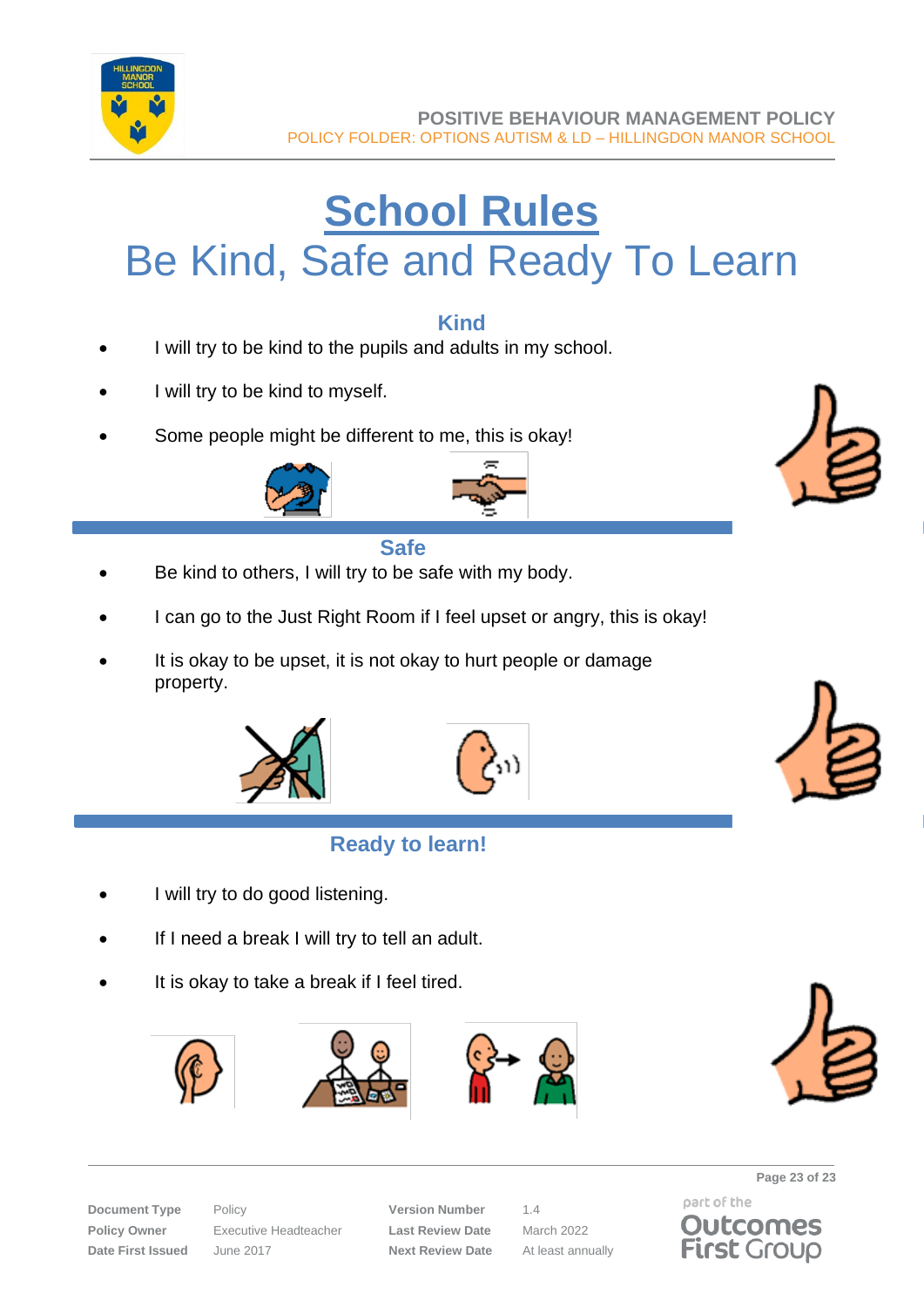# School Rules

## Be Kind, Safe and Ready To Learn

### Kind

- I will try to be kind to the pupils and adults in my school.
- I will try to be kind to myself.
- Some people might be different to me, this is okay!

### Safe

- Be kind to others, I will try to be safe with my body.
- I can go to the Just Right Room if I feel upset or angry, this is okay!
- It is okay to be upset, it is not okay to hurt people or damage property.

### Ready to learn!

- I will try to do good listening.
- If I need a break I will try to tell an adult.
- It is okay to take a break if I feel tired.